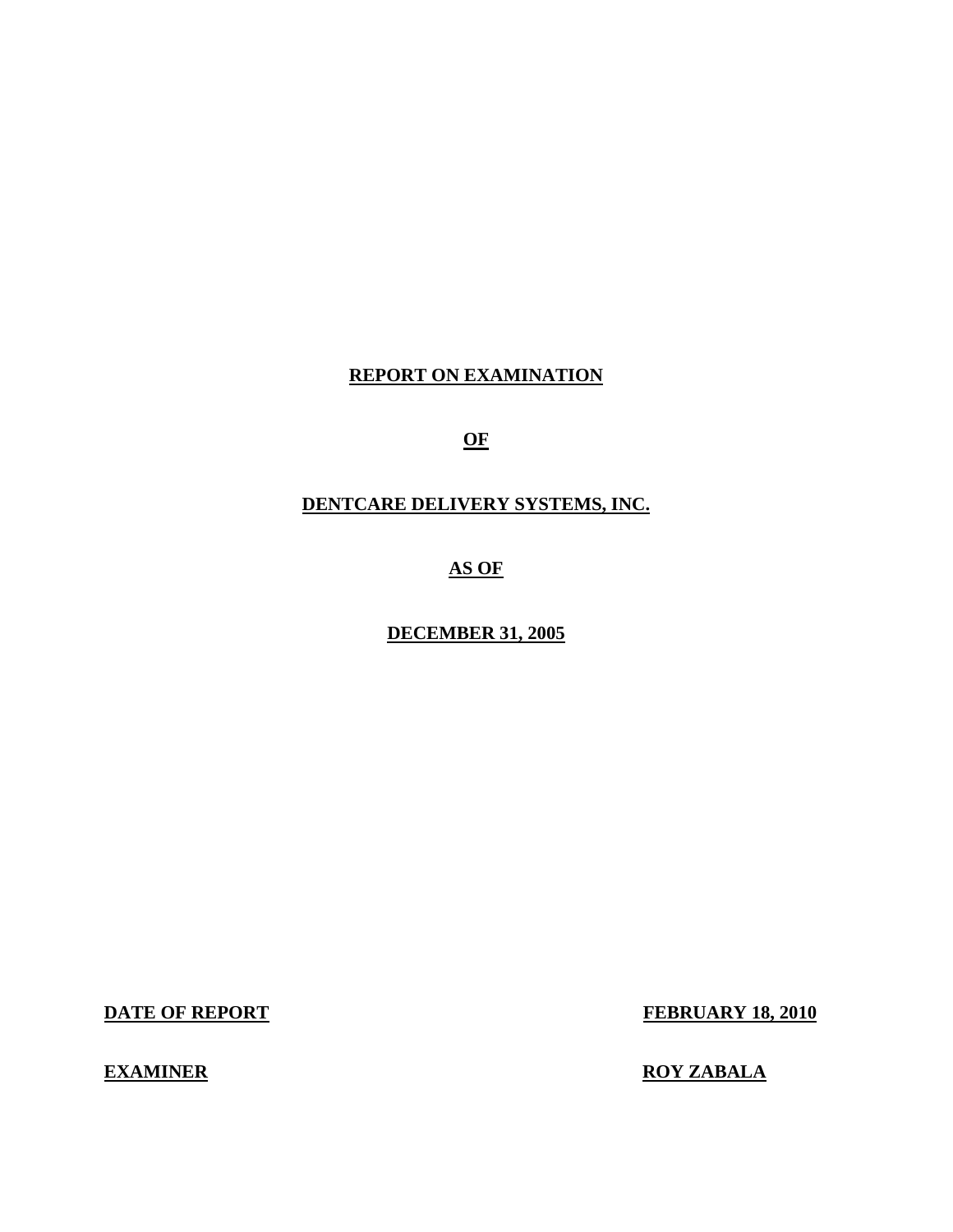# REPORT ON EXAMINATION

## OF

## DENTCARE DELIVERY SYSTEMS, INC.

## AS OF

## DECEMBER 31, 2005

**DATE OF REPORT** **FEBRUARY 18, 2010**

**EXAMINER** **ROY ZABALA**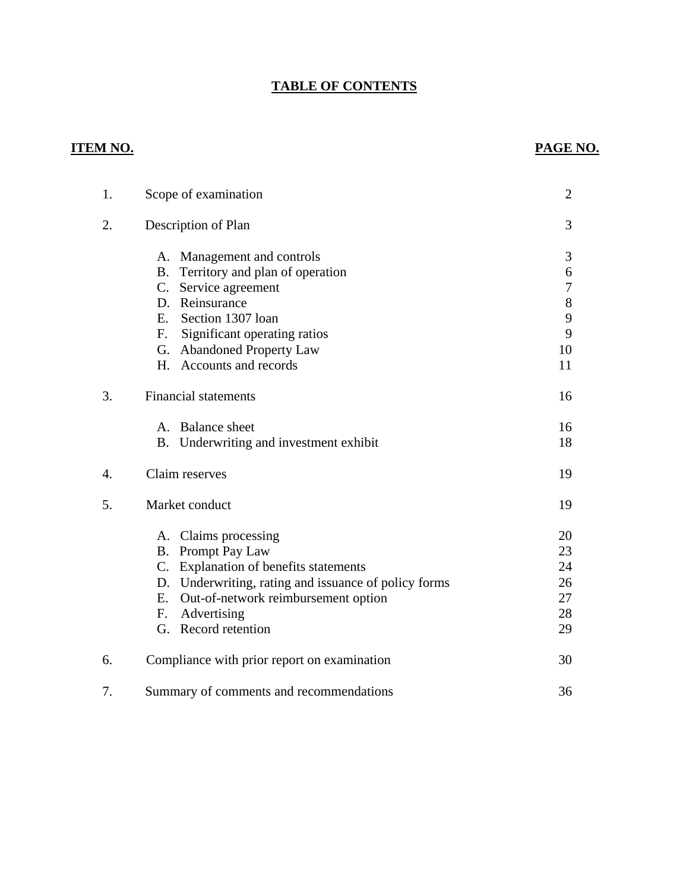# TABLE OF CONTENTS

| ITEM NO. | | PAGE NO. |
|---|---|---|
| 1. | Scope of examination | 2 |
| 2. | Description of Plan | 3 |
| | A. Management and controls | 3 |
| | B. Territory and plan of operation | 6 |
| | C. Service agreement | 7 |
| | D. Reinsurance | 8 |
| | E. Section 1307 loan | 9 |
| | F. Significant operating ratios | 9 |
| | G. Abandoned Property Law | 10 |
| | H. Accounts and records | 11 |
| 3. | Financial statements | 16 |
| | A. Balance sheet | 16 |
| | B. Underwriting and investment exhibit | 18 |
| 4. | Claim reserves | 19 |
| 5. | Market conduct | 19 |
| | A. Claims processing | 20 |
| | B. Prompt Pay Law | 23 |
| | C. Explanation of benefits statements | 24 |
| | D. Underwriting, rating and issuance of policy forms | 26 |
| | E. Out-of-network reimbursement option | 27 |
| | F. Advertising | 28 |
| | G. Record retention | 29 |
| 6. | Compliance with prior report on examination | 30 |
| 7. | Summary of comments and recommendations | 36 |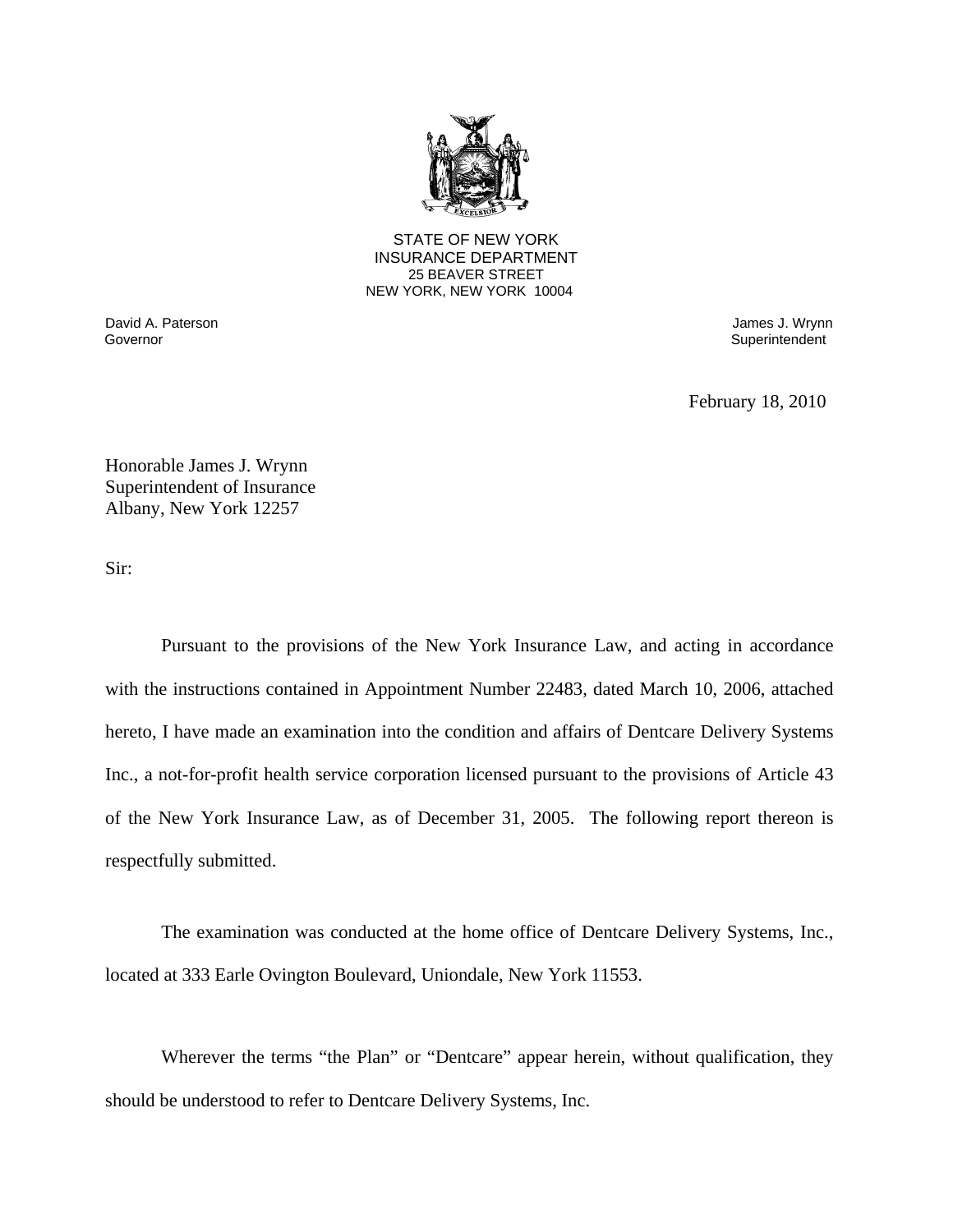STATE OF NEW YORK
INSURANCE DEPARTMENT
25 BEAVER STREET
NEW YORK, NEW YORK 10004

David A. Paterson
Governor

James J. Wrynn
Superintendent

February 18, 2010

Honorable James J. Wrynn
Superintendent of Insurance
Albany, New York 12257

Sir:

Pursuant to the provisions of the New York Insurance Law, and acting in accordance with the instructions contained in Appointment Number 22483, dated March 10, 2006, attached hereto, I have made an examination into the condition and affairs of Dentcare Delivery Systems Inc., a not-for-profit health service corporation licensed pursuant to the provisions of Article 43 of the New York Insurance Law, as of December 31, 2005. The following report thereon is respectfully submitted.

The examination was conducted at the home office of Dentcare Delivery Systems, Inc., located at 333 Earle Ovington Boulevard, Uniondale, New York 11553.

Wherever the terms "the Plan" or "Dentcare" appear herein, without qualification, they should be understood to refer to Dentcare Delivery Systems, Inc.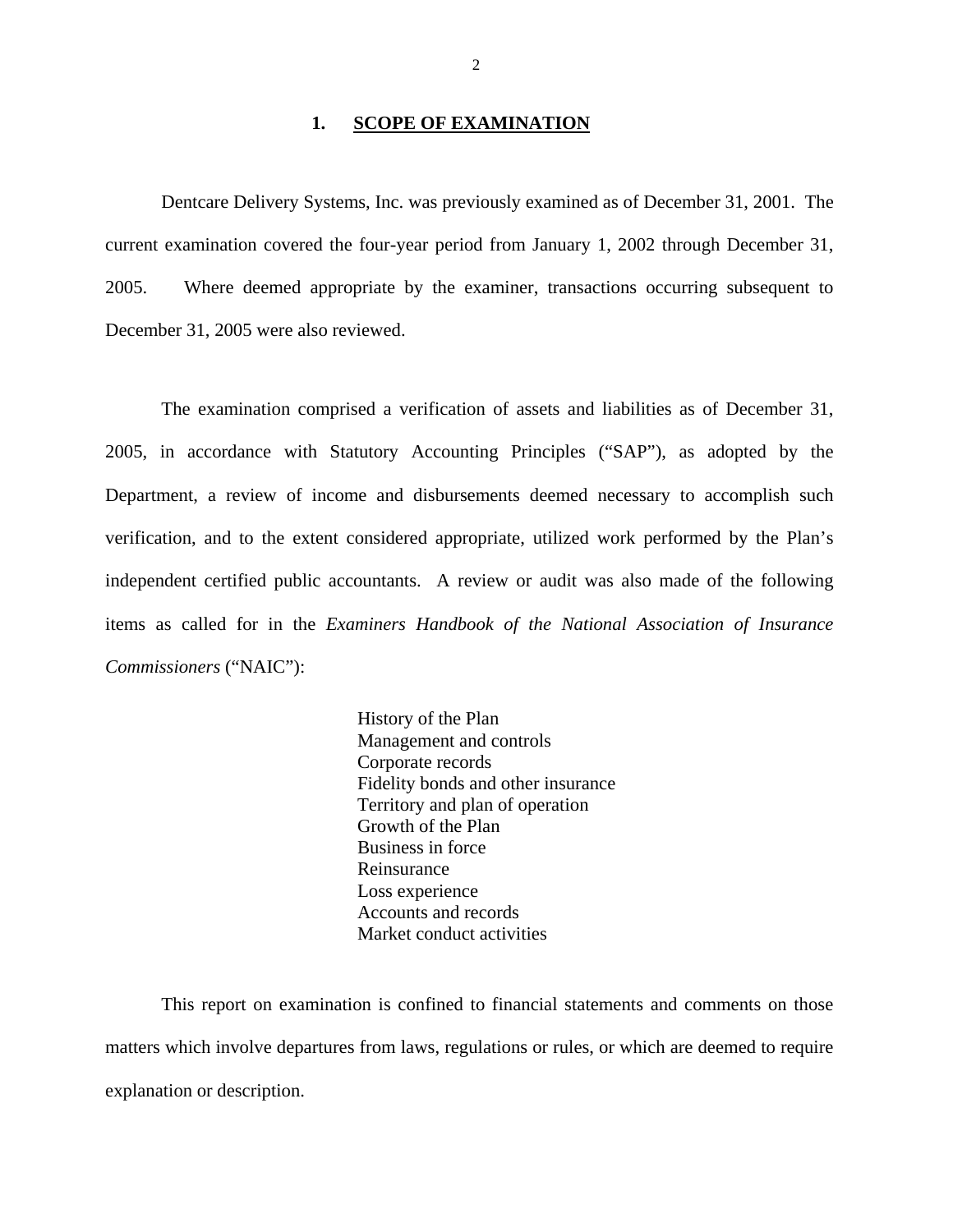## 1. SCOPE OF EXAMINATION

Dentcare Delivery Systems, Inc. was previously examined as of December 31, 2001. The current examination covered the four-year period from January 1, 2002 through December 31, 2005. Where deemed appropriate by the examiner, transactions occurring subsequent to December 31, 2005 were also reviewed.

The examination comprised a verification of assets and liabilities as of December 31, 2005, in accordance with Statutory Accounting Principles ("SAP"), as adopted by the Department, a review of income and disbursements deemed necessary to accomplish such verification, and to the extent considered appropriate, utilized work performed by the Plan's independent certified public accountants. A review or audit was also made of the following items as called for in the *Examiners Handbook of the National Association of Insurance Commissioners* ("NAIC"):

- History of the Plan
- Management and controls
- Corporate records
- Fidelity bonds and other insurance
- Territory and plan of operation
- Growth of the Plan
- Business in force
- Reinsurance
- Loss experience
- Accounts and records
- Market conduct activities

This report on examination is confined to financial statements and comments on those matters which involve departures from laws, regulations or rules, or which are deemed to require explanation or description.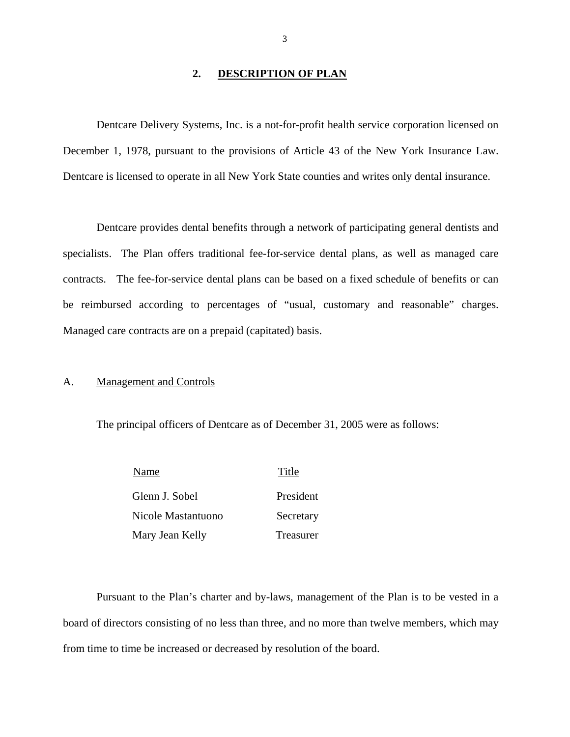## 2. DESCRIPTION OF PLAN

Dentcare Delivery Systems, Inc. is a not-for-profit health service corporation licensed on December 1, 1978, pursuant to the provisions of Article 43 of the New York Insurance Law. Dentcare is licensed to operate in all New York State counties and writes only dental insurance.

Dentcare provides dental benefits through a network of participating general dentists and specialists. The Plan offers traditional fee-for-service dental plans, as well as managed care contracts. The fee-for-service dental plans can be based on a fixed schedule of benefits or can be reimbursed according to percentages of "usual, customary and reasonable" charges. Managed care contracts are on a prepaid (capitated) basis.

### A. Management and Controls

The principal officers of Dentcare as of December 31, 2005 were as follows:

| Name | Title |
|---|---|
| Glenn J. Sobel | President |
| Nicole Mastantuono | Secretary |
| Mary Jean Kelly | Treasurer |

Pursuant to the Plan's charter and by-laws, management of the Plan is to be vested in a board of directors consisting of no less than three, and no more than twelve members, which may from time to time be increased or decreased by resolution of the board.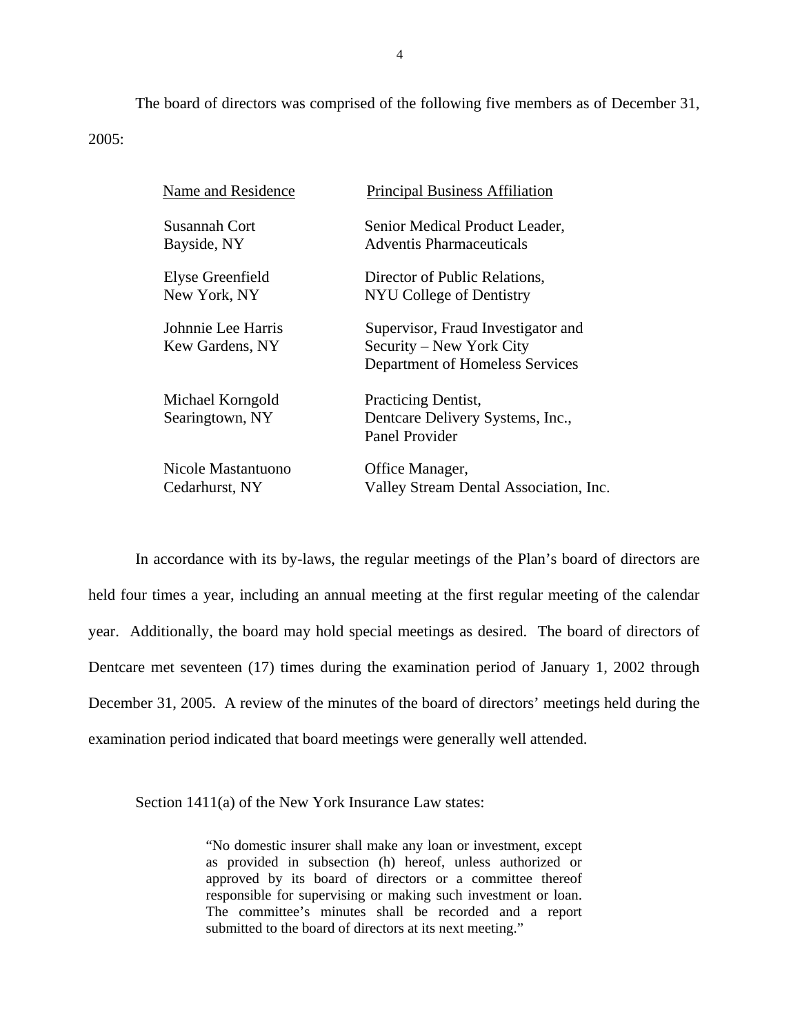The board of directors was comprised of the following five members as of December 31, 2005:

| Name and Residence | Principal Business Affiliation |
|---|---|
| Susannah Cort<br>Bayside, NY | Senior Medical Product Leader,<br>Adventis Pharmaceuticals |
| Elyse Greenfield<br>New York, NY | Director of Public Relations,<br>NYU College of Dentistry |
| Johnnie Lee Harris<br>Kew Gardens, NY | Supervisor, Fraud Investigator and<br>Security – New York City<br>Department of Homeless Services |
| Michael Korngold<br>Searingtown, NY | Practicing Dentist,<br>Dentcare Delivery Systems, Inc.,<br>Panel Provider |
| Nicole Mastantuono<br>Cedarhurst, NY | Office Manager,<br>Valley Stream Dental Association, Inc. |

In accordance with its by-laws, the regular meetings of the Plan's board of directors are held four times a year, including an annual meeting at the first regular meeting of the calendar year. Additionally, the board may hold special meetings as desired. The board of directors of Dentcare met seventeen (17) times during the examination period of January 1, 2002 through December 31, 2005. A review of the minutes of the board of directors' meetings held during the examination period indicated that board meetings were generally well attended.

Section 1411(a) of the New York Insurance Law states:

> "No domestic insurer shall make any loan or investment, except as provided in subsection (h) hereof, unless authorized or approved by its board of directors or a committee thereof responsible for supervising or making such investment or loan. The committee's minutes shall be recorded and a report submitted to the board of directors at its next meeting."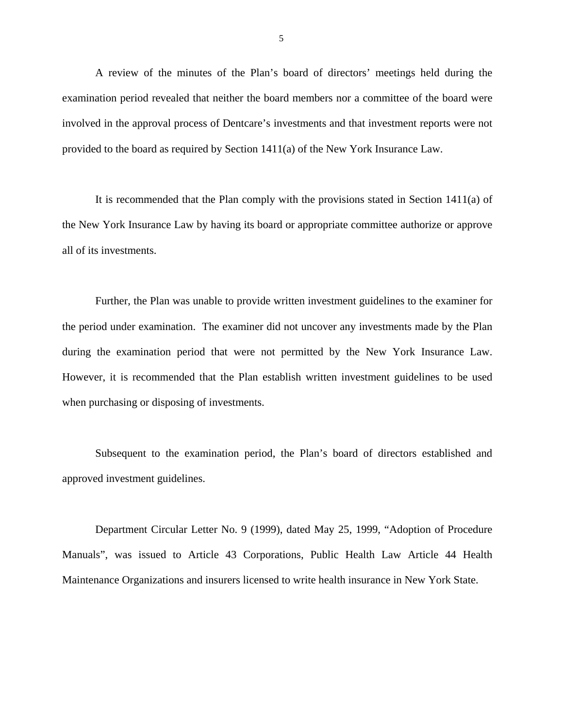A review of the minutes of the Plan's board of directors' meetings held during the examination period revealed that neither the board members nor a committee of the board were involved in the approval process of Dentcare's investments and that investment reports were not provided to the board as required by Section 1411(a) of the New York Insurance Law.

It is recommended that the Plan comply with the provisions stated in Section 1411(a) of the New York Insurance Law by having its board or appropriate committee authorize or approve all of its investments.

Further, the Plan was unable to provide written investment guidelines to the examiner for the period under examination. The examiner did not uncover any investments made by the Plan during the examination period that were not permitted by the New York Insurance Law. However, it is recommended that the Plan establish written investment guidelines to be used when purchasing or disposing of investments.

Subsequent to the examination period, the Plan's board of directors established and approved investment guidelines.

Department Circular Letter No. 9 (1999), dated May 25, 1999, "Adoption of Procedure Manuals", was issued to Article 43 Corporations, Public Health Law Article 44 Health Maintenance Organizations and insurers licensed to write health insurance in New York State.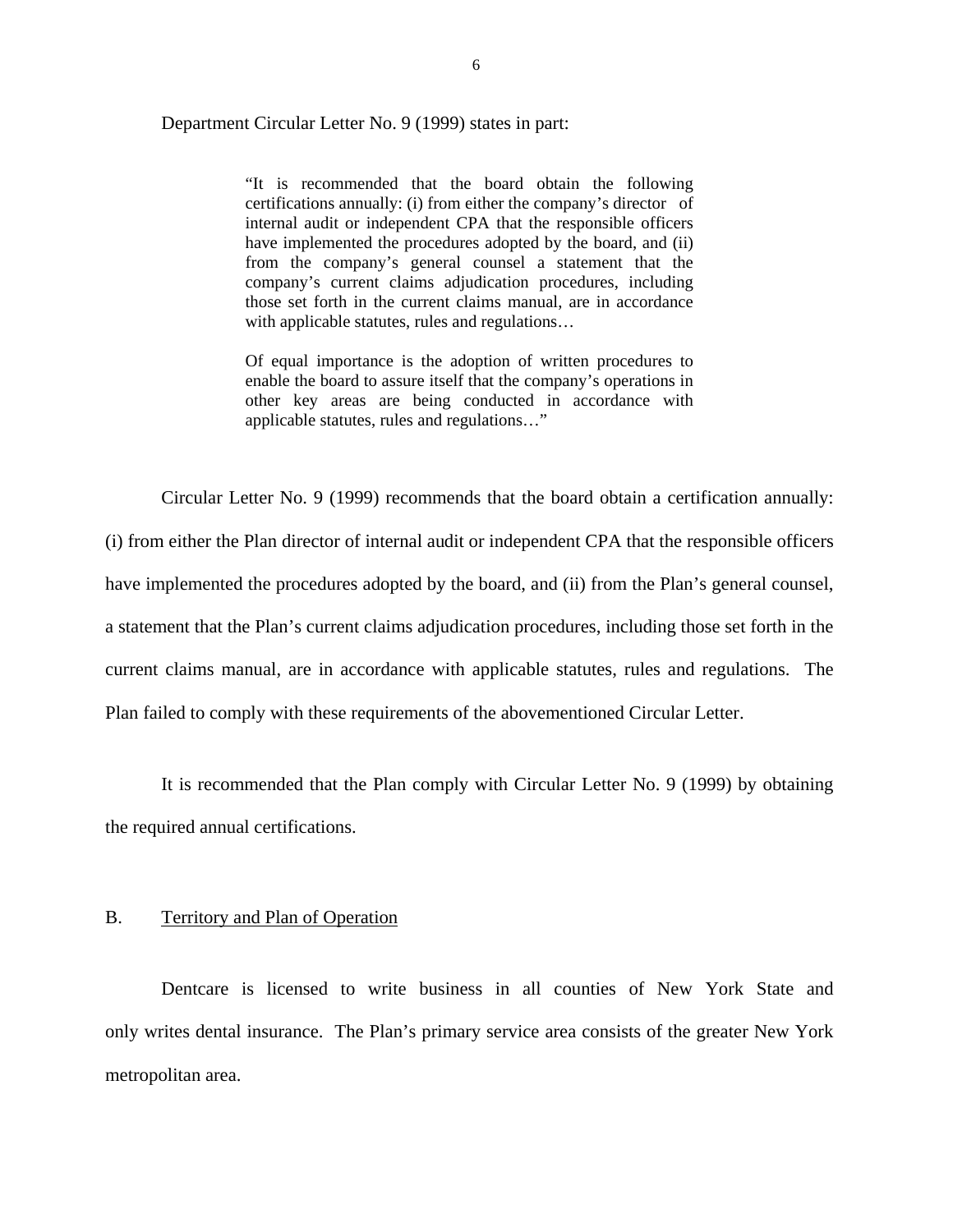Department Circular Letter No. 9 (1999) states in part:

> "It is recommended that the board obtain the following certifications annually: (i) from either the company's director of internal audit or independent CPA that the responsible officers have implemented the procedures adopted by the board, and (ii) from the company's general counsel a statement that the company's current claims adjudication procedures, including those set forth in the current claims manual, are in accordance with applicable statutes, rules and regulations…
>
> Of equal importance is the adoption of written procedures to enable the board to assure itself that the company's operations in other key areas are being conducted in accordance with applicable statutes, rules and regulations…"

Circular Letter No. 9 (1999) recommends that the board obtain a certification annually: (i) from either the Plan director of internal audit or independent CPA that the responsible officers have implemented the procedures adopted by the board, and (ii) from the Plan's general counsel, a statement that the Plan's current claims adjudication procedures, including those set forth in the current claims manual, are in accordance with applicable statutes, rules and regulations. The Plan failed to comply with these requirements of the abovementioned Circular Letter.

It is recommended that the Plan comply with Circular Letter No. 9 (1999) by obtaining the required annual certifications.

## B. Territory and Plan of Operation

Dentcare is licensed to write business in all counties of New York State and only writes dental insurance. The Plan's primary service area consists of the greater New York metropolitan area.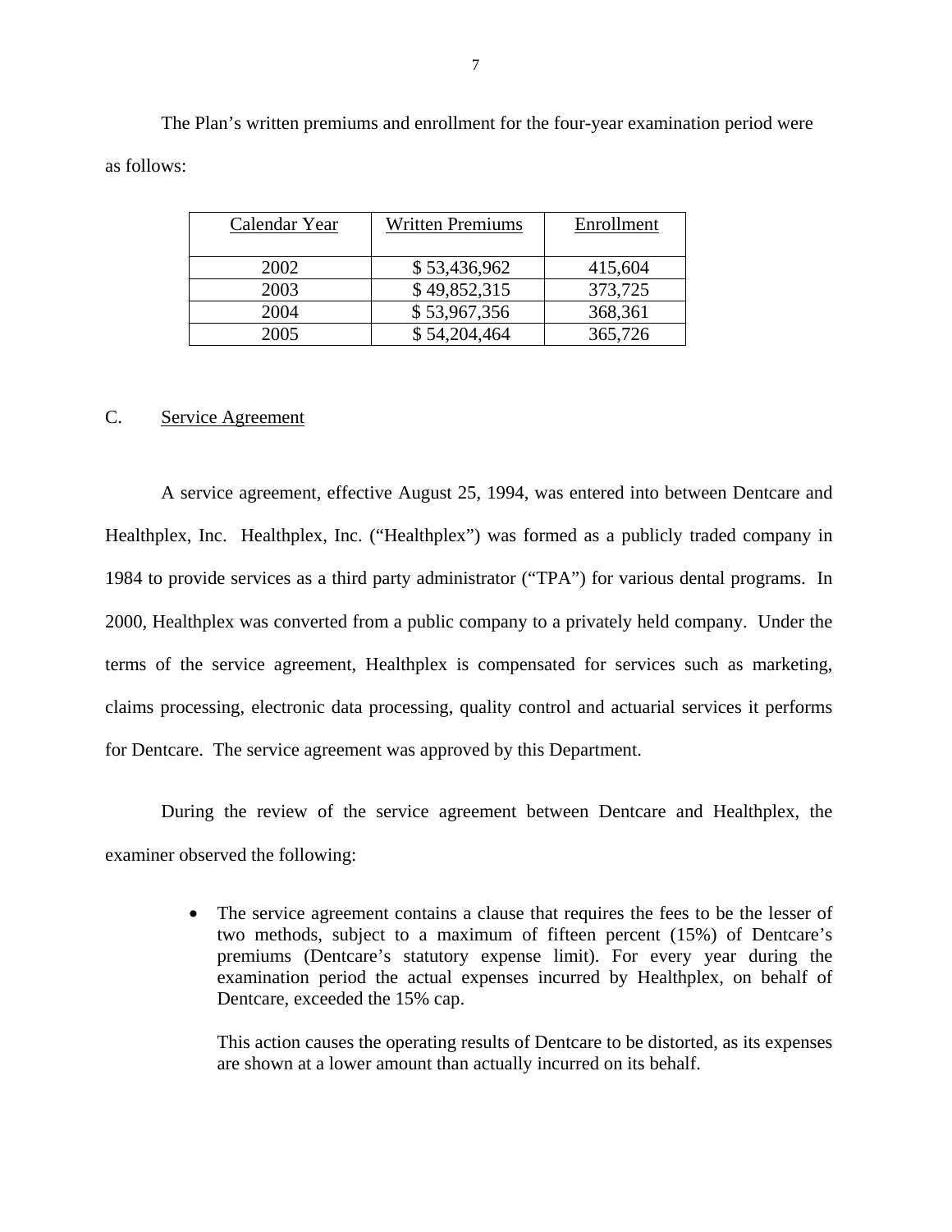The Plan's written premiums and enrollment for the four-year examination period were as follows:

| Calendar Year | Written Premiums | Enrollment |
|---|---|---|
| 2002 | $ 53,436,962 | 415,604 |
| 2003 | $ 49,852,315 | 373,725 |
| 2004 | $ 53,967,356 | 368,361 |
| 2005 | $ 54,204,464 | 365,726 |

## C. Service Agreement

A service agreement, effective August 25, 1994, was entered into between Dentcare and Healthplex, Inc. Healthplex, Inc. ("Healthplex") was formed as a publicly traded company in 1984 to provide services as a third party administrator ("TPA") for various dental programs. In 2000, Healthplex was converted from a public company to a privately held company. Under the terms of the service agreement, Healthplex is compensated for services such as marketing, claims processing, electronic data processing, quality control and actuarial services it performs for Dentcare. The service agreement was approved by this Department.

During the review of the service agreement between Dentcare and Healthplex, the examiner observed the following:

- The service agreement contains a clause that requires the fees to be the lesser of two methods, subject to a maximum of fifteen percent (15%) of Dentcare's premiums (Dentcare's statutory expense limit). For every year during the examination period the actual expenses incurred by Healthplex, on behalf of Dentcare, exceeded the 15% cap.

  This action causes the operating results of Dentcare to be distorted, as its expenses are shown at a lower amount than actually incurred on its behalf.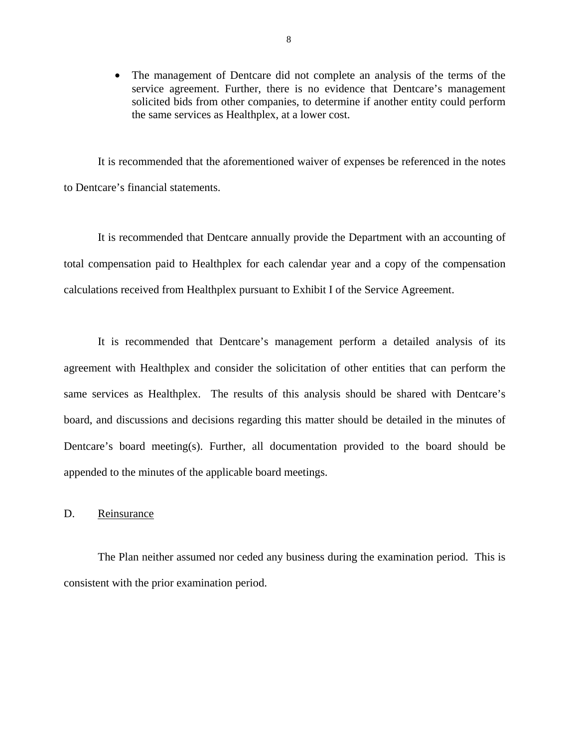- The management of Dentcare did not complete an analysis of the terms of the service agreement. Further, there is no evidence that Dentcare's management solicited bids from other companies, to determine if another entity could perform the same services as Healthplex, at a lower cost.

It is recommended that the aforementioned waiver of expenses be referenced in the notes to Dentcare's financial statements.

It is recommended that Dentcare annually provide the Department with an accounting of total compensation paid to Healthplex for each calendar year and a copy of the compensation calculations received from Healthplex pursuant to Exhibit I of the Service Agreement.

It is recommended that Dentcare's management perform a detailed analysis of its agreement with Healthplex and consider the solicitation of other entities that can perform the same services as Healthplex. The results of this analysis should be shared with Dentcare's board, and discussions and decisions regarding this matter should be detailed in the minutes of Dentcare's board meeting(s). Further, all documentation provided to the board should be appended to the minutes of the applicable board meetings.

## D. Reinsurance

The Plan neither assumed nor ceded any business during the examination period. This is consistent with the prior examination period.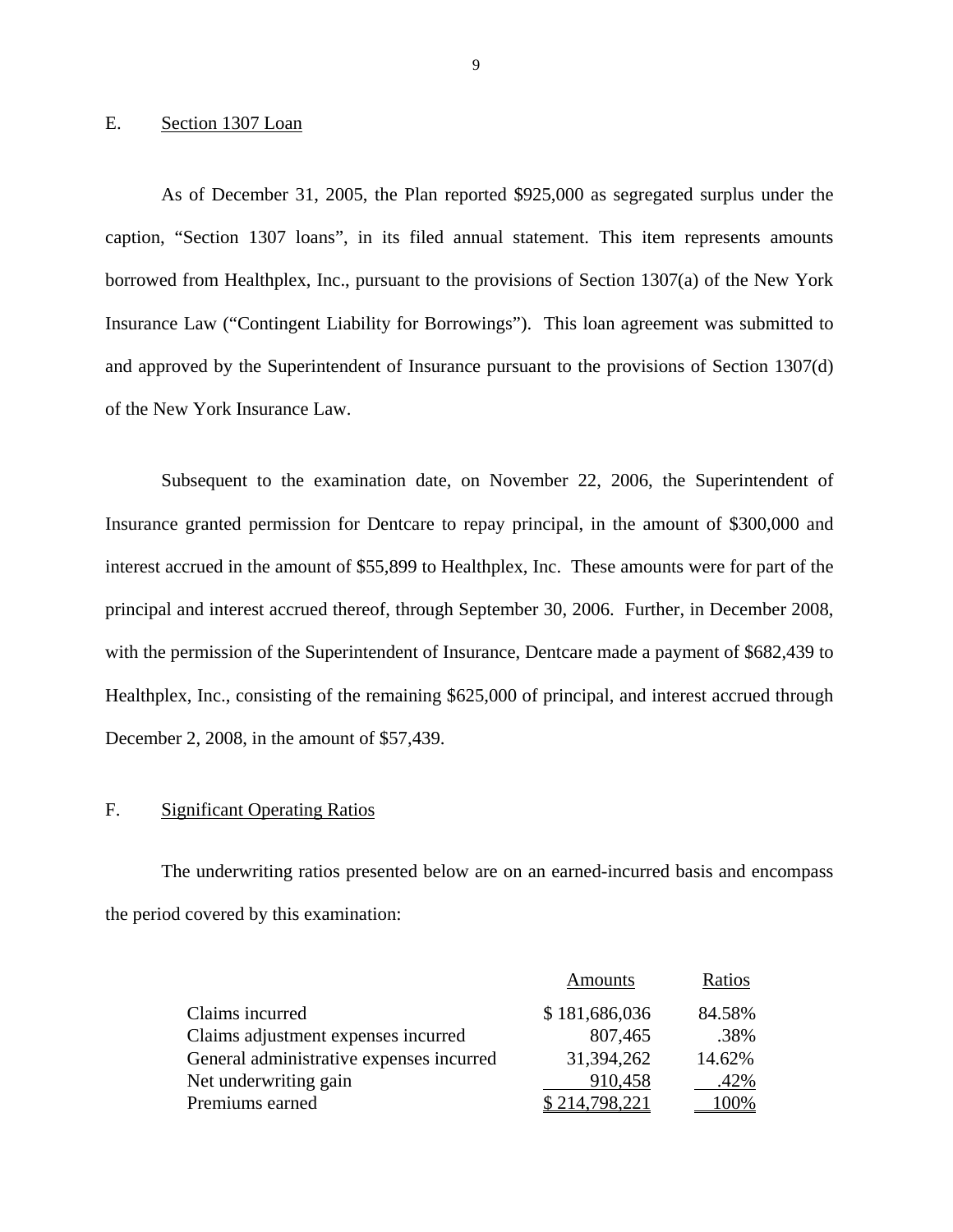## E. Section 1307 Loan

As of December 31, 2005, the Plan reported $925,000 as segregated surplus under the caption, "Section 1307 loans", in its filed annual statement. This item represents amounts borrowed from Healthplex, Inc., pursuant to the provisions of Section 1307(a) of the New York Insurance Law ("Contingent Liability for Borrowings"). This loan agreement was submitted to and approved by the Superintendent of Insurance pursuant to the provisions of Section 1307(d) of the New York Insurance Law.

Subsequent to the examination date, on November 22, 2006, the Superintendent of Insurance granted permission for Dentcare to repay principal, in the amount of $300,000 and interest accrued in the amount of $55,899 to Healthplex, Inc. These amounts were for part of the principal and interest accrued thereof, through September 30, 2006. Further, in December 2008, with the permission of the Superintendent of Insurance, Dentcare made a payment of $682,439 to Healthplex, Inc., consisting of the remaining $625,000 of principal, and interest accrued through December 2, 2008, in the amount of $57,439.

## F. Significant Operating Ratios

The underwriting ratios presented below are on an earned-incurred basis and encompass the period covered by this examination:

| | Amounts | Ratios |
|---|---|---|
| Claims incurred | $ 181,686,036 | 84.58% |
| Claims adjustment expenses incurred | 807,465 | .38% |
| General administrative expenses incurred | 31,394,262 | 14.62% |
| Net underwriting gain | 910,458 | .42% |
| Premiums earned | $ 214,798,221 | 100% |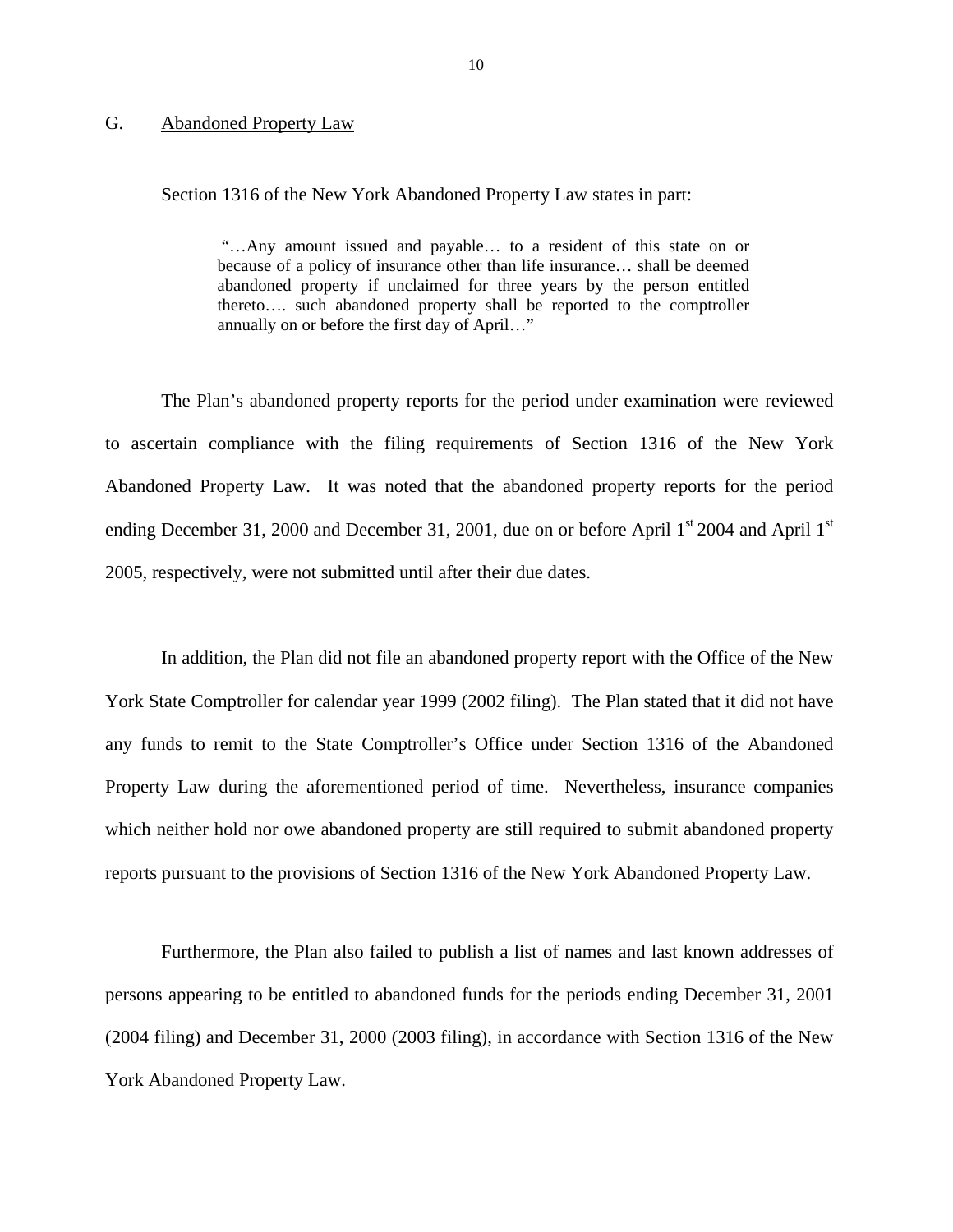## G. Abandoned Property Law

Section 1316 of the New York Abandoned Property Law states in part:

> "…Any amount issued and payable… to a resident of this state on or because of a policy of insurance other than life insurance… shall be deemed abandoned property if unclaimed for three years by the person entitled thereto…. such abandoned property shall be reported to the comptroller annually on or before the first day of April…"

The Plan's abandoned property reports for the period under examination were reviewed to ascertain compliance with the filing requirements of Section 1316 of the New York Abandoned Property Law. It was noted that the abandoned property reports for the period ending December 31, 2000 and December 31, 2001, due on or before April 1st 2004 and April 1st 2005, respectively, were not submitted until after their due dates.

In addition, the Plan did not file an abandoned property report with the Office of the New York State Comptroller for calendar year 1999 (2002 filing). The Plan stated that it did not have any funds to remit to the State Comptroller's Office under Section 1316 of the Abandoned Property Law during the aforementioned period of time. Nevertheless, insurance companies which neither hold nor owe abandoned property are still required to submit abandoned property reports pursuant to the provisions of Section 1316 of the New York Abandoned Property Law.

Furthermore, the Plan also failed to publish a list of names and last known addresses of persons appearing to be entitled to abandoned funds for the periods ending December 31, 2001 (2004 filing) and December 31, 2000 (2003 filing), in accordance with Section 1316 of the New York Abandoned Property Law.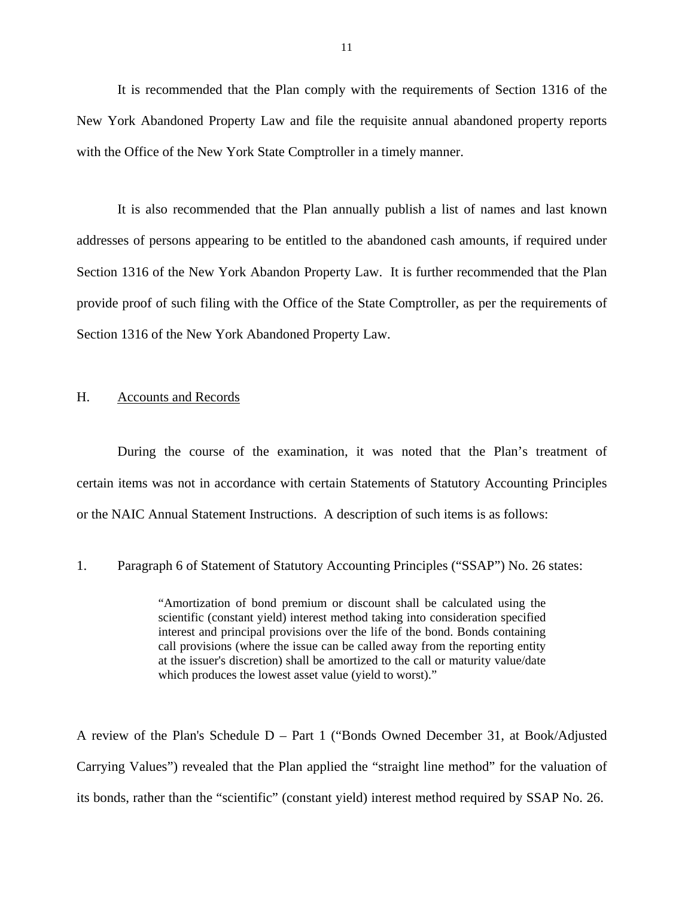It is recommended that the Plan comply with the requirements of Section 1316 of the New York Abandoned Property Law and file the requisite annual abandoned property reports with the Office of the New York State Comptroller in a timely manner.

It is also recommended that the Plan annually publish a list of names and last known addresses of persons appearing to be entitled to the abandoned cash amounts, if required under Section 1316 of the New York Abandon Property Law. It is further recommended that the Plan provide proof of such filing with the Office of the State Comptroller, as per the requirements of Section 1316 of the New York Abandoned Property Law.

## H. Accounts and Records

During the course of the examination, it was noted that the Plan's treatment of certain items was not in accordance with certain Statements of Statutory Accounting Principles or the NAIC Annual Statement Instructions. A description of such items is as follows:

1. Paragraph 6 of Statement of Statutory Accounting Principles ("SSAP") No. 26 states:

> "Amortization of bond premium or discount shall be calculated using the scientific (constant yield) interest method taking into consideration specified interest and principal provisions over the life of the bond. Bonds containing call provisions (where the issue can be called away from the reporting entity at the issuer's discretion) shall be amortized to the call or maturity value/date which produces the lowest asset value (yield to worst)."

A review of the Plan's Schedule D – Part 1 ("Bonds Owned December 31, at Book/Adjusted Carrying Values") revealed that the Plan applied the "straight line method" for the valuation of its bonds, rather than the "scientific" (constant yield) interest method required by SSAP No. 26.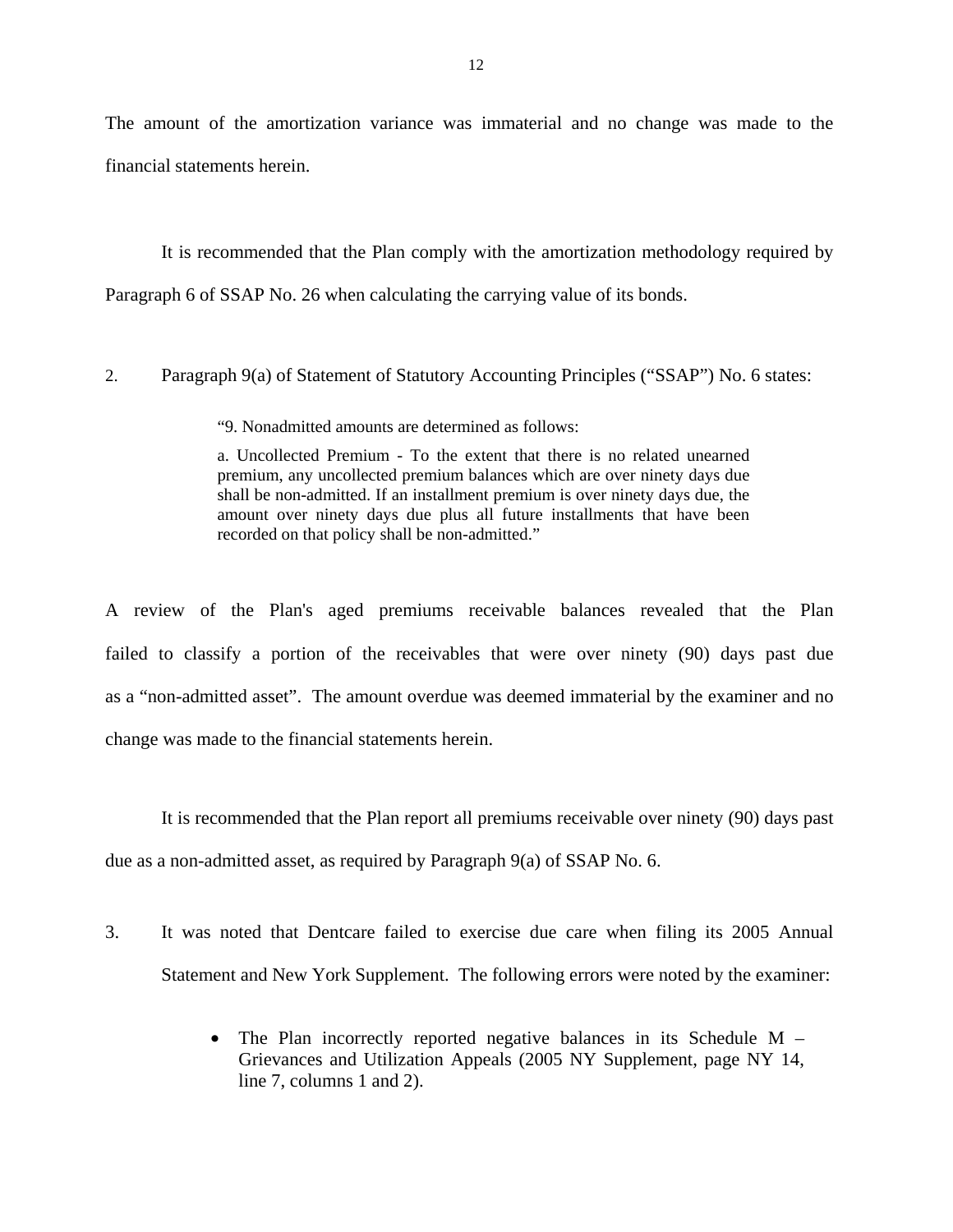The amount of the amortization variance was immaterial and no change was made to the financial statements herein.

It is recommended that the Plan comply with the amortization methodology required by Paragraph 6 of SSAP No. 26 when calculating the carrying value of its bonds.

2. Paragraph 9(a) of Statement of Statutory Accounting Principles ("SSAP") No. 6 states:

> "9. Nonadmitted amounts are determined as follows:
>
> a. Uncollected Premium - To the extent that there is no related unearned premium, any uncollected premium balances which are over ninety days due shall be non-admitted. If an installment premium is over ninety days due, the amount over ninety days due plus all future installments that have been recorded on that policy shall be non-admitted."

A review of the Plan's aged premiums receivable balances revealed that the Plan failed to classify a portion of the receivables that were over ninety (90) days past due as a "non-admitted asset". The amount overdue was deemed immaterial by the examiner and no change was made to the financial statements herein.

It is recommended that the Plan report all premiums receivable over ninety (90) days past due as a non-admitted asset, as required by Paragraph 9(a) of SSAP No. 6.

3. It was noted that Dentcare failed to exercise due care when filing its 2005 Annual Statement and New York Supplement. The following errors were noted by the examiner:

   - The Plan incorrectly reported negative balances in its Schedule M – Grievances and Utilization Appeals (2005 NY Supplement, page NY 14, line 7, columns 1 and 2).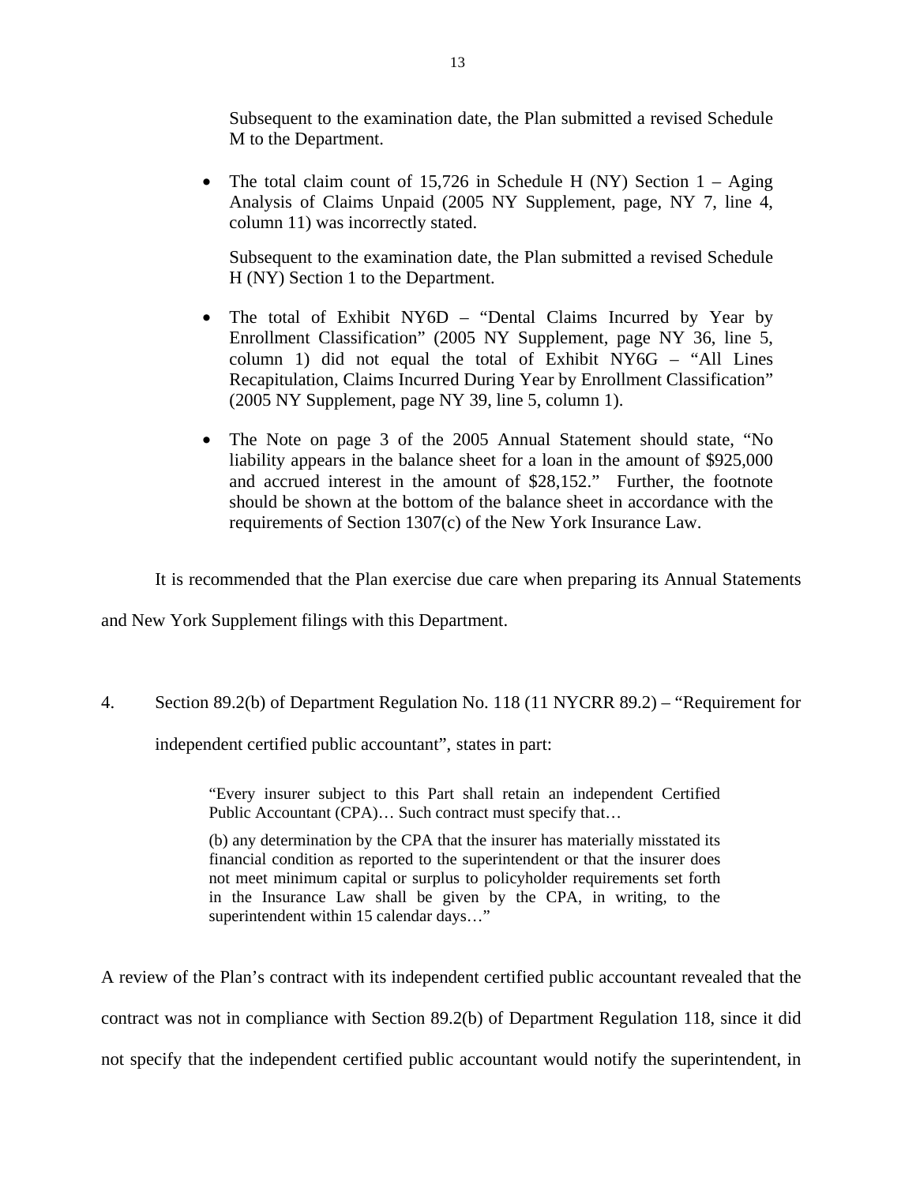Subsequent to the examination date, the Plan submitted a revised Schedule M to the Department.

- The total claim count of 15,726 in Schedule H (NY) Section 1 – Aging Analysis of Claims Unpaid (2005 NY Supplement, page, NY 7, line 4, column 11) was incorrectly stated.

  Subsequent to the examination date, the Plan submitted a revised Schedule H (NY) Section 1 to the Department.

- The total of Exhibit NY6D – "Dental Claims Incurred by Year by Enrollment Classification" (2005 NY Supplement, page NY 36, line 5, column 1) did not equal the total of Exhibit NY6G – "All Lines Recapitulation, Claims Incurred During Year by Enrollment Classification" (2005 NY Supplement, page NY 39, line 5, column 1).

- The Note on page 3 of the 2005 Annual Statement should state, "No liability appears in the balance sheet for a loan in the amount of $925,000 and accrued interest in the amount of $28,152." Further, the footnote should be shown at the bottom of the balance sheet in accordance with the requirements of Section 1307(c) of the New York Insurance Law.

It is recommended that the Plan exercise due care when preparing its Annual Statements and New York Supplement filings with this Department.

4. Section 89.2(b) of Department Regulation No. 118 (11 NYCRR 89.2) – "Requirement for independent certified public accountant", states in part:

> "Every insurer subject to this Part shall retain an independent Certified Public Accountant (CPA)… Such contract must specify that…
>
> (b) any determination by the CPA that the insurer has materially misstated its financial condition as reported to the superintendent or that the insurer does not meet minimum capital or surplus to policyholder requirements set forth in the Insurance Law shall be given by the CPA, in writing, to the superintendent within 15 calendar days…"

A review of the Plan's contract with its independent certified public accountant revealed that the contract was not in compliance with Section 89.2(b) of Department Regulation 118, since it did not specify that the independent certified public accountant would notify the superintendent, in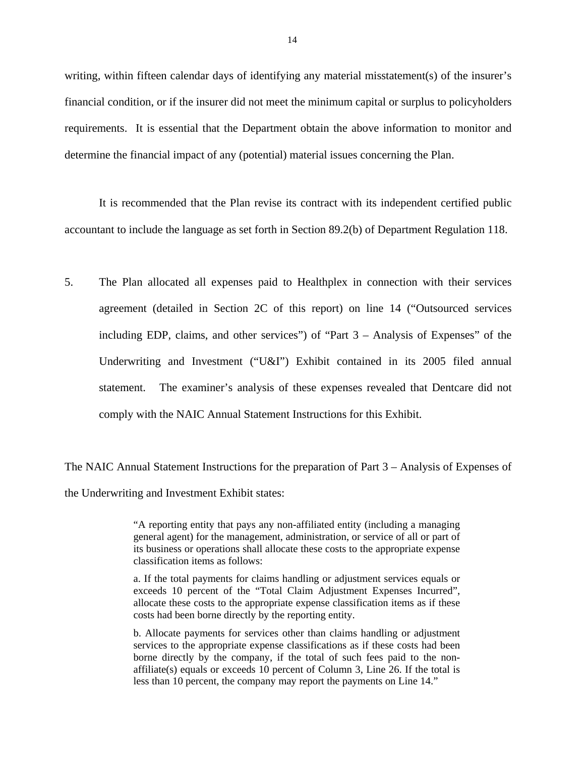writing, within fifteen calendar days of identifying any material misstatement(s) of the insurer's financial condition, or if the insurer did not meet the minimum capital or surplus to policyholders requirements. It is essential that the Department obtain the above information to monitor and determine the financial impact of any (potential) material issues concerning the Plan.

It is recommended that the Plan revise its contract with its independent certified public accountant to include the language as set forth in Section 89.2(b) of Department Regulation 118.

5. The Plan allocated all expenses paid to Healthplex in connection with their services agreement (detailed in Section 2C of this report) on line 14 ("Outsourced services including EDP, claims, and other services") of "Part 3 – Analysis of Expenses" of the Underwriting and Investment ("U&I") Exhibit contained in its 2005 filed annual statement. The examiner's analysis of these expenses revealed that Dentcare did not comply with the NAIC Annual Statement Instructions for this Exhibit.

The NAIC Annual Statement Instructions for the preparation of Part 3 – Analysis of Expenses of the Underwriting and Investment Exhibit states:

> "A reporting entity that pays any non-affiliated entity (including a managing general agent) for the management, administration, or service of all or part of its business or operations shall allocate these costs to the appropriate expense classification items as follows:
>
> a. If the total payments for claims handling or adjustment services equals or exceeds 10 percent of the "Total Claim Adjustment Expenses Incurred", allocate these costs to the appropriate expense classification items as if these costs had been borne directly by the reporting entity.
>
> b. Allocate payments for services other than claims handling or adjustment services to the appropriate expense classifications as if these costs had been borne directly by the company, if the total of such fees paid to the non-affiliate(s) equals or exceeds 10 percent of Column 3, Line 26. If the total is less than 10 percent, the company may report the payments on Line 14."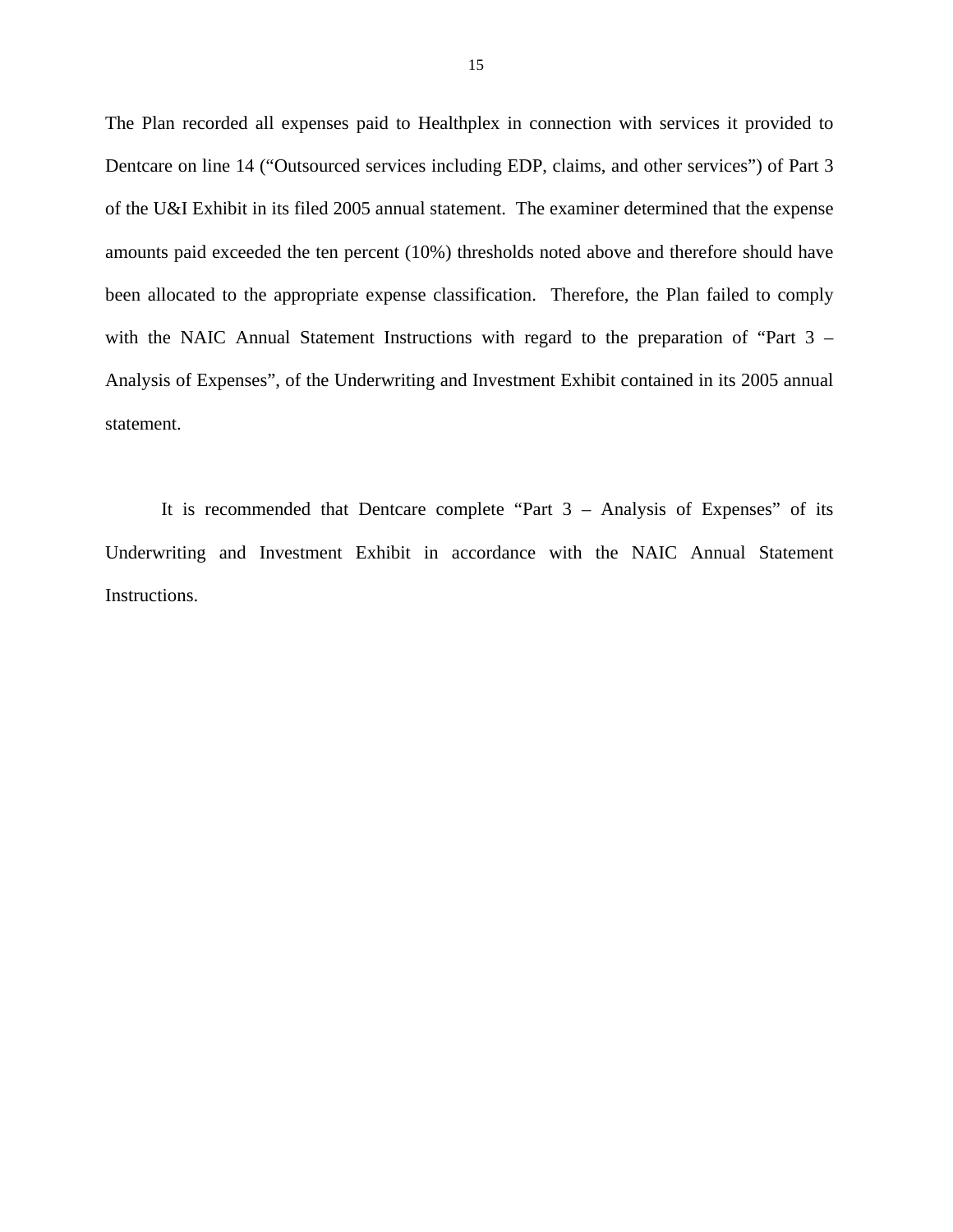The Plan recorded all expenses paid to Healthplex in connection with services it provided to Dentcare on line 14 (“Outsourced services including EDP, claims, and other services”) of Part 3 of the U&I Exhibit in its filed 2005 annual statement. The examiner determined that the expense amounts paid exceeded the ten percent (10%) thresholds noted above and therefore should have been allocated to the appropriate expense classification. Therefore, the Plan failed to comply with the NAIC Annual Statement Instructions with regard to the preparation of “Part 3 – Analysis of Expenses”, of the Underwriting and Investment Exhibit contained in its 2005 annual statement.

It is recommended that Dentcare complete “Part 3 – Analysis of Expenses” of its Underwriting and Investment Exhibit in accordance with the NAIC Annual Statement Instructions.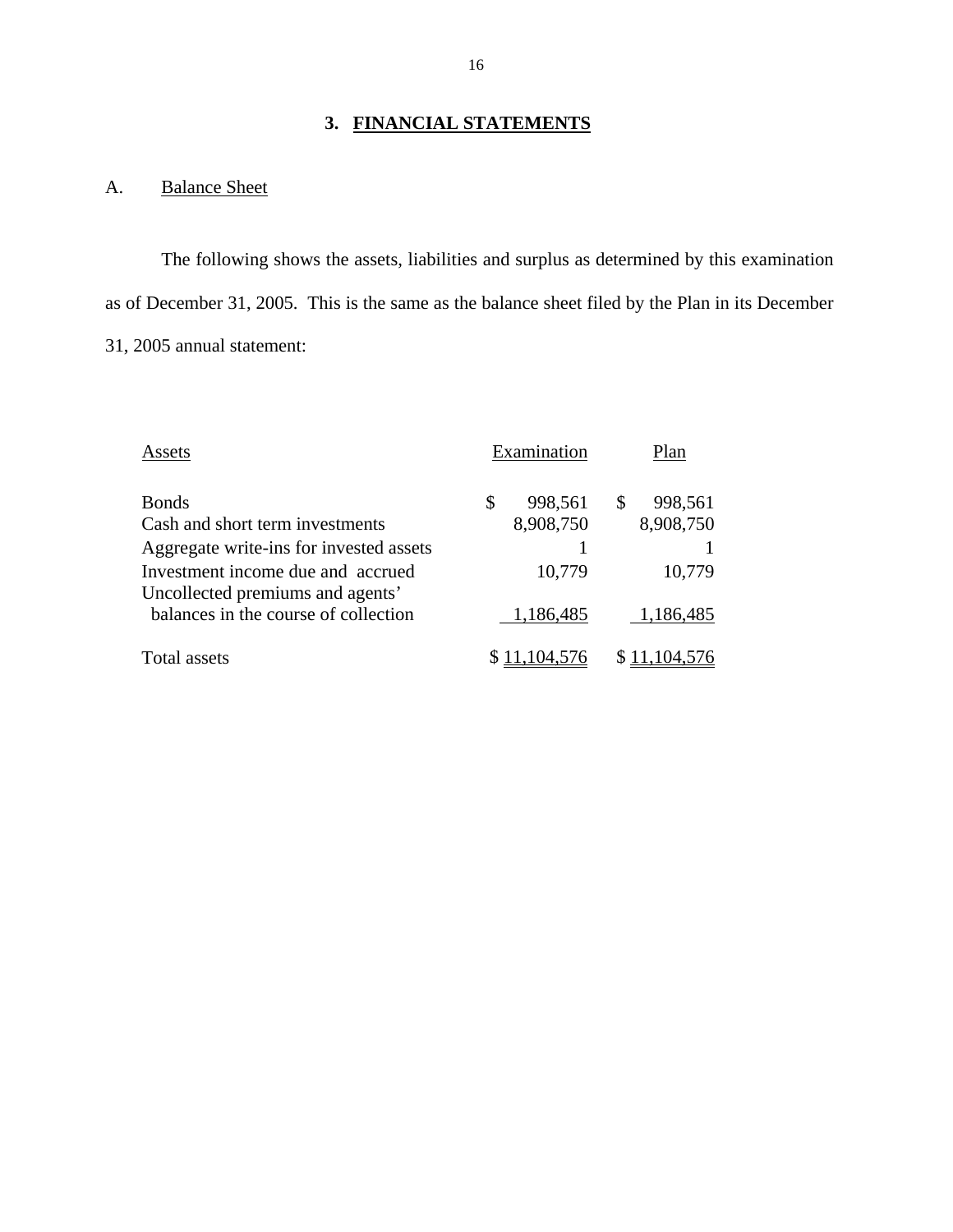## 3. FINANCIAL STATEMENTS

### A. Balance Sheet

The following shows the assets, liabilities and surplus as determined by this examination as of December 31, 2005. This is the same as the balance sheet filed by the Plan in its December 31, 2005 annual statement:

| Assets | Examination | Plan |
|---|---|---|
| Bonds | $ 998,561 | $ 998,561 |
| Cash and short term investments | 8,908,750 | 8,908,750 |
| Aggregate write-ins for invested assets | 1 | 1 |
| Investment income due and accrued | 10,779 | 10,779 |
| Uncollected premiums and agents' balances in the course of collection | 1,186,485 | 1,186,485 |
| Total assets | $ 11,104,576 | $ 11,104,576 |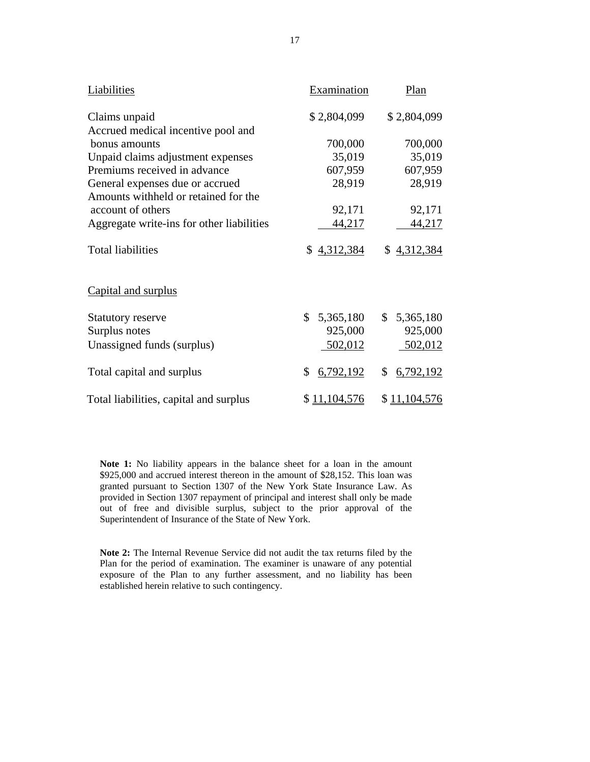| Liabilities | Examination | Plan |
|---|---|---|
| Claims unpaid | $ 2,804,099 | $ 2,804,099 |
| Accrued medical incentive pool and bonus amounts | 700,000 | 700,000 |
| Unpaid claims adjustment expenses | 35,019 | 35,019 |
| Premiums received in advance | 607,959 | 607,959 |
| General expenses due or accrued | 28,919 | 28,919 |
| Amounts withheld or retained for the account of others | 92,171 | 92,171 |
| Aggregate write-ins for other liabilities | 44,217 | 44,217 |
| Total liabilities | $ 4,312,384 | $ 4,312,384 |
| | | |
| Capital and surplus | | |
| Statutory reserve | $ 5,365,180 | $ 5,365,180 |
| Surplus notes | 925,000 | 925,000 |
| Unassigned funds (surplus) | 502,012 | 502,012 |
| Total capital and surplus | $ 6,792,192 | $ 6,792,192 |
| Total liabilities, capital and surplus | $ 11,104,576 | $ 11,104,576 |

**Note 1:** No liability appears in the balance sheet for a loan in the amount $925,000 and accrued interest thereon in the amount of $28,152. This loan was granted pursuant to Section 1307 of the New York State Insurance Law. As provided in Section 1307 repayment of principal and interest shall only be made out of free and divisible surplus, subject to the prior approval of the Superintendent of Insurance of the State of New York.

**Note 2:** The Internal Revenue Service did not audit the tax returns filed by the Plan for the period of examination. The examiner is unaware of any potential exposure of the Plan to any further assessment, and no liability has been established herein relative to such contingency.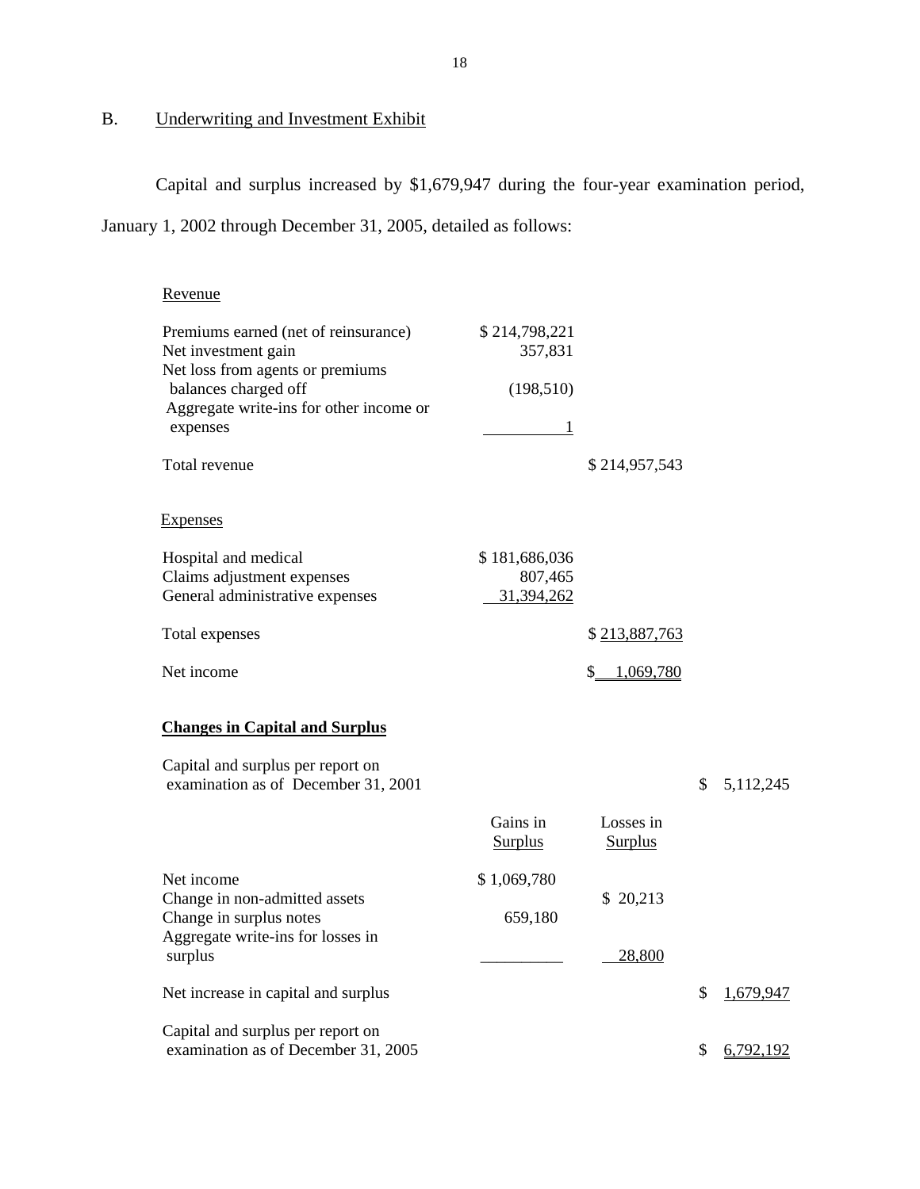## B. Underwriting and Investment Exhibit

Capital and surplus increased by $1,679,947 during the four-year examination period, January 1, 2002 through December 31, 2005, detailed as follows:

| Revenue | | |
|---|---|---|
| Premiums earned (net of reinsurance) | $ 214,798,221 | |
| Net investment gain | 357,831 | |
| Net loss from agents or premiums balances charged off | (198,510) | |
| Aggregate write-ins for other income or expenses | 1 | |
| Total revenue | | $ 214,957,543 |

| Expenses | | |
|---|---|---|
| Hospital and medical | $ 181,686,036 | |
| Claims adjustment expenses | 807,465 | |
| General administrative expenses | 31,394,262 | |
| Total expenses | | $ 213,887,763 |
| Net income | | $ 1,069,780 |

**Changes in Capital and Surplus**

| | Gains in Surplus | Losses in Surplus | |
|---|---|---|---|
| Capital and surplus per report on examination as of December 31, 2001 | | | $ 5,112,245 |
| Net income | $ 1,069,780 | | |
| Change in non-admitted assets | | $ 20,213 | |
| Change in surplus notes | 659,180 | | |
| Aggregate write-ins for losses in surplus | | 28,800 | |
| Net increase in capital and surplus | | | $ 1,679,947 |
| Capital and surplus per report on examination as of December 31, 2005 | | | $ 6,792,192 |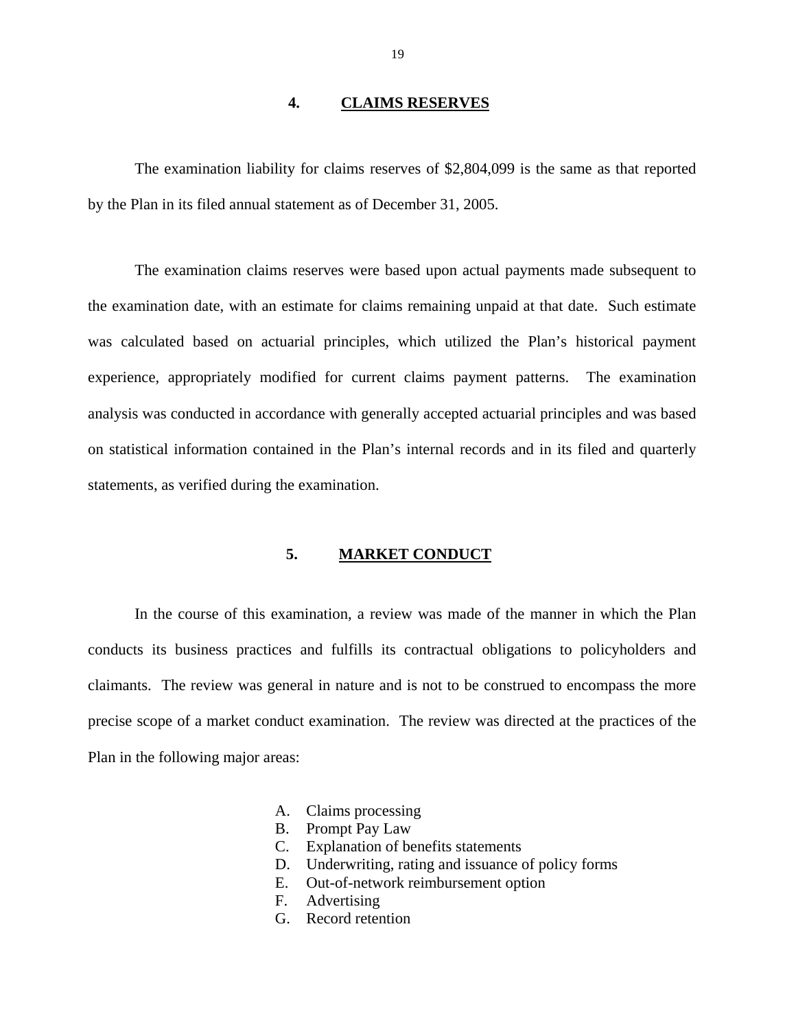## 4. CLAIMS RESERVES

The examination liability for claims reserves of $2,804,099 is the same as that reported by the Plan in its filed annual statement as of December 31, 2005.

The examination claims reserves were based upon actual payments made subsequent to the examination date, with an estimate for claims remaining unpaid at that date. Such estimate was calculated based on actuarial principles, which utilized the Plan's historical payment experience, appropriately modified for current claims payment patterns. The examination analysis was conducted in accordance with generally accepted actuarial principles and was based on statistical information contained in the Plan's internal records and in its filed and quarterly statements, as verified during the examination.

## 5. MARKET CONDUCT

In the course of this examination, a review was made of the manner in which the Plan conducts its business practices and fulfills its contractual obligations to policyholders and claimants. The review was general in nature and is not to be construed to encompass the more precise scope of a market conduct examination. The review was directed at the practices of the Plan in the following major areas:

A. Claims processing
B. Prompt Pay Law
C. Explanation of benefits statements
D. Underwriting, rating and issuance of policy forms
E. Out-of-network reimbursement option
F. Advertising
G. Record retention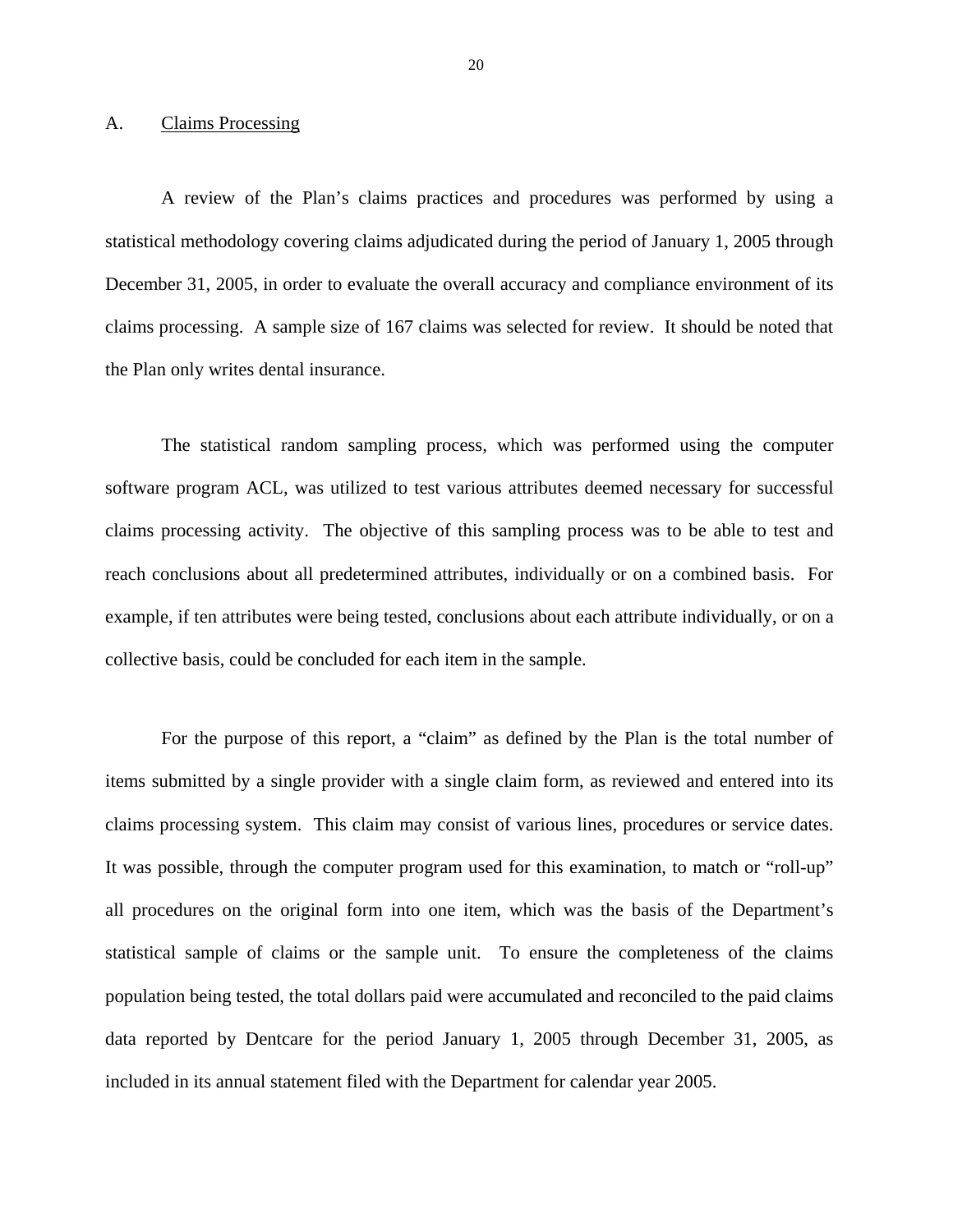## A. Claims Processing

A review of the Plan's claims practices and procedures was performed by using a statistical methodology covering claims adjudicated during the period of January 1, 2005 through December 31, 2005, in order to evaluate the overall accuracy and compliance environment of its claims processing. A sample size of 167 claims was selected for review. It should be noted that the Plan only writes dental insurance.

The statistical random sampling process, which was performed using the computer software program ACL, was utilized to test various attributes deemed necessary for successful claims processing activity. The objective of this sampling process was to be able to test and reach conclusions about all predetermined attributes, individually or on a combined basis. For example, if ten attributes were being tested, conclusions about each attribute individually, or on a collective basis, could be concluded for each item in the sample.

For the purpose of this report, a "claim" as defined by the Plan is the total number of items submitted by a single provider with a single claim form, as reviewed and entered into its claims processing system. This claim may consist of various lines, procedures or service dates. It was possible, through the computer program used for this examination, to match or "roll-up" all procedures on the original form into one item, which was the basis of the Department's statistical sample of claims or the sample unit. To ensure the completeness of the claims population being tested, the total dollars paid were accumulated and reconciled to the paid claims data reported by Dentcare for the period January 1, 2005 through December 31, 2005, as included in its annual statement filed with the Department for calendar year 2005.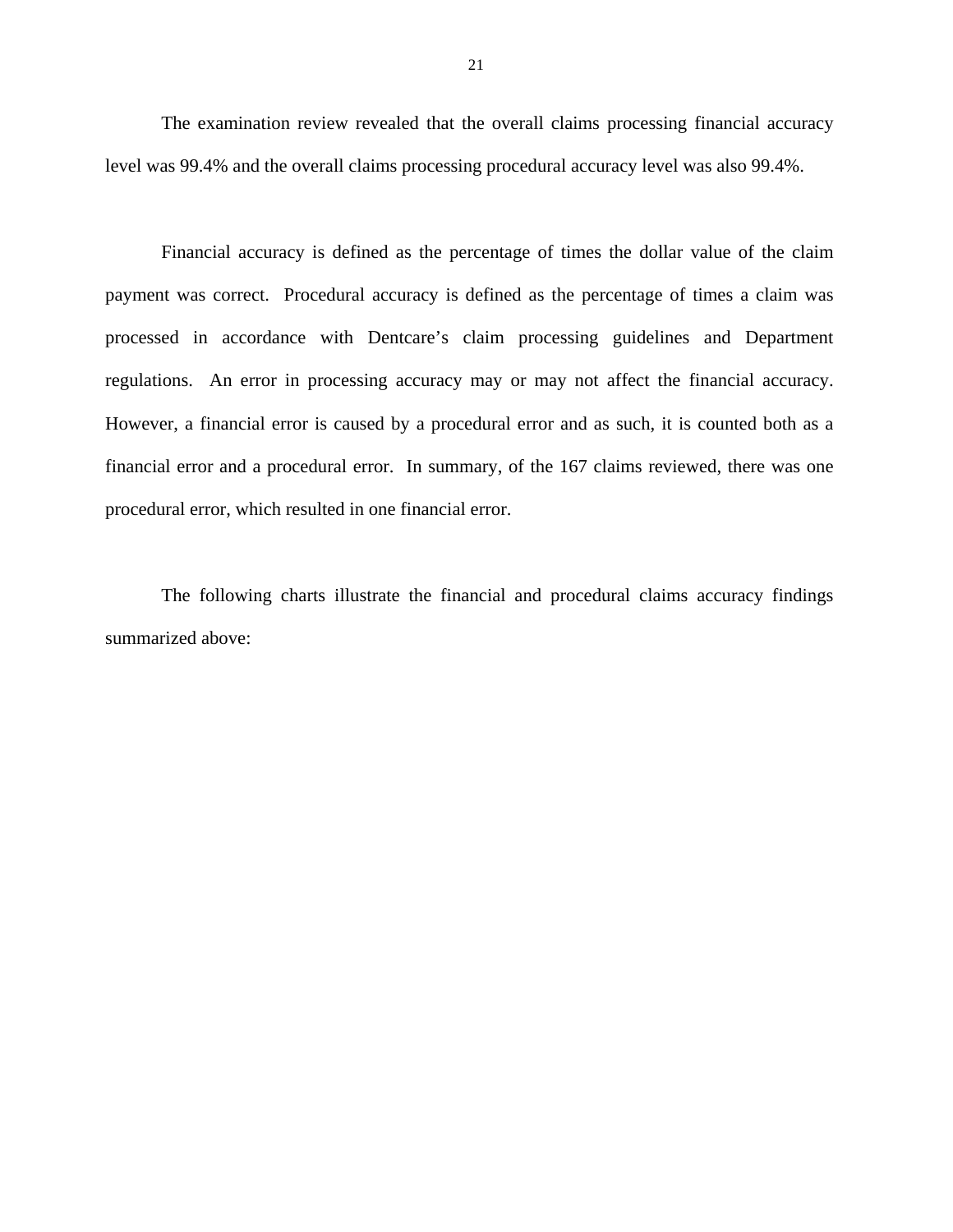The examination review revealed that the overall claims processing financial accuracy level was 99.4% and the overall claims processing procedural accuracy level was also 99.4%.

Financial accuracy is defined as the percentage of times the dollar value of the claim payment was correct. Procedural accuracy is defined as the percentage of times a claim was processed in accordance with Dentcare's claim processing guidelines and Department regulations. An error in processing accuracy may or may not affect the financial accuracy. However, a financial error is caused by a procedural error and as such, it is counted both as a financial error and a procedural error. In summary, of the 167 claims reviewed, there was one procedural error, which resulted in one financial error.

The following charts illustrate the financial and procedural claims accuracy findings summarized above: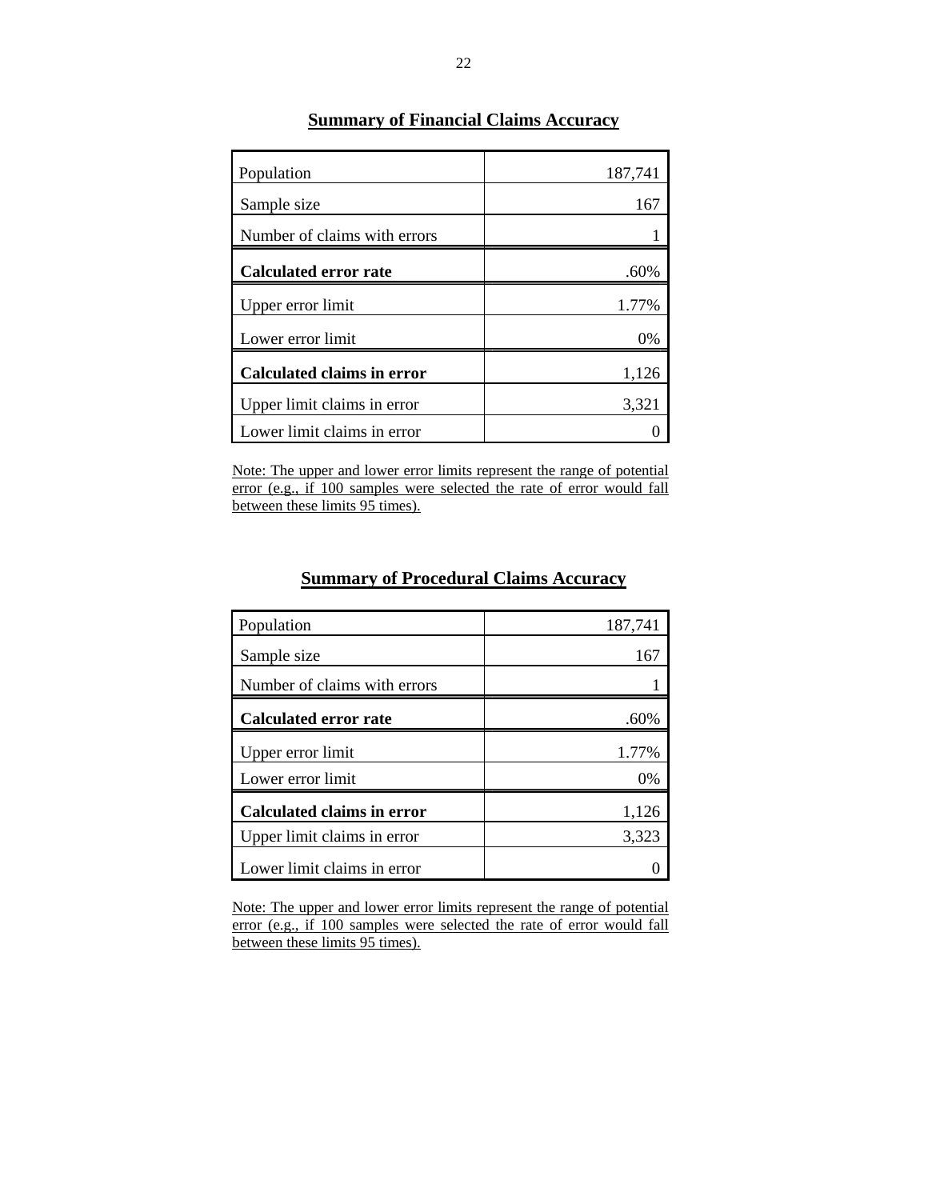## Summary of Financial Claims Accuracy

| | |
|---|---:|
| Population | 187,741 |
| Sample size | 167 |
| Number of claims with errors | 1 |
| **Calculated error rate** | .60% |
| Upper error limit | 1.77% |
| Lower error limit | 0% |
| **Calculated claims in error** | 1,126 |
| Upper limit claims in error | 3,321 |
| Lower limit claims in error | 0 |

Note: The upper and lower error limits represent the range of potential error (e.g., if 100 samples were selected the rate of error would fall between these limits 95 times).

## Summary of Procedural Claims Accuracy

| | |
|---|---:|
| Population | 187,741 |
| Sample size | 167 |
| Number of claims with errors | 1 |
| **Calculated error rate** | .60% |
| Upper error limit | 1.77% |
| Lower error limit | 0% |
| **Calculated claims in error** | 1,126 |
| Upper limit claims in error | 3,323 |
| Lower limit claims in error | 0 |

Note: The upper and lower error limits represent the range of potential error (e.g., if 100 samples were selected the rate of error would fall between these limits 95 times).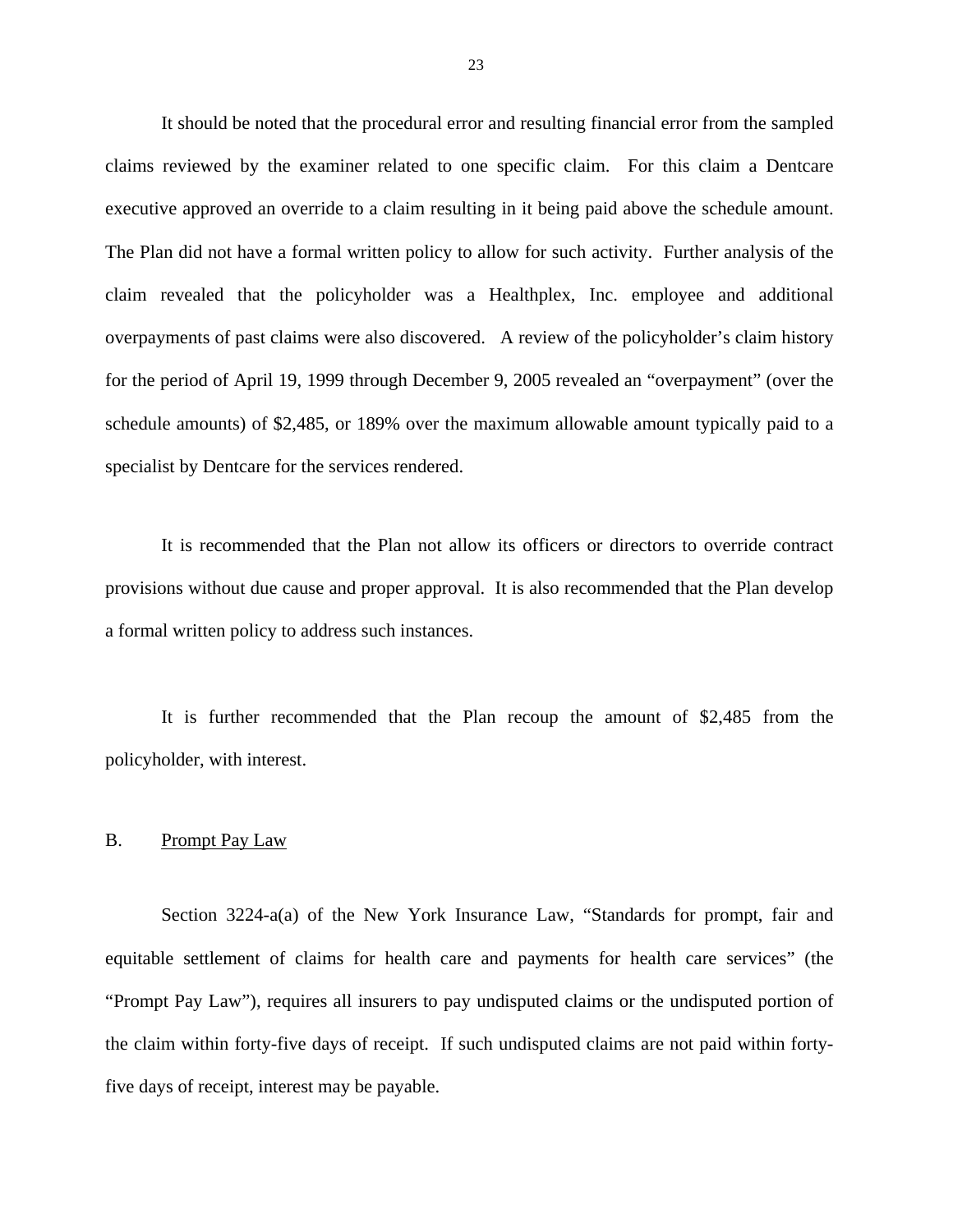It should be noted that the procedural error and resulting financial error from the sampled claims reviewed by the examiner related to one specific claim. For this claim a Dentcare executive approved an override to a claim resulting in it being paid above the schedule amount. The Plan did not have a formal written policy to allow for such activity. Further analysis of the claim revealed that the policyholder was a Healthplex, Inc. employee and additional overpayments of past claims were also discovered. A review of the policyholder's claim history for the period of April 19, 1999 through December 9, 2005 revealed an "overpayment" (over the schedule amounts) of $2,485, or 189% over the maximum allowable amount typically paid to a specialist by Dentcare for the services rendered.

It is recommended that the Plan not allow its officers or directors to override contract provisions without due cause and proper approval. It is also recommended that the Plan develop a formal written policy to address such instances.

It is further recommended that the Plan recoup the amount of $2,485 from the policyholder, with interest.

## B. Prompt Pay Law

Section 3224-a(a) of the New York Insurance Law, "Standards for prompt, fair and equitable settlement of claims for health care and payments for health care services" (the "Prompt Pay Law"), requires all insurers to pay undisputed claims or the undisputed portion of the claim within forty-five days of receipt. If such undisputed claims are not paid within forty-five days of receipt, interest may be payable.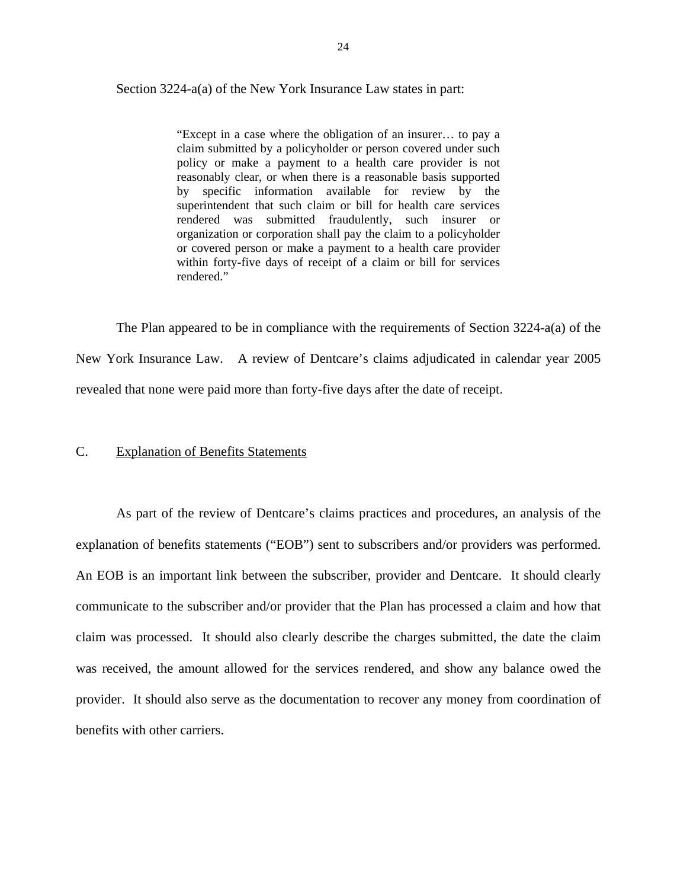Section 3224-a(a) of the New York Insurance Law states in part:

> "Except in a case where the obligation of an insurer… to pay a claim submitted by a policyholder or person covered under such policy or make a payment to a health care provider is not reasonably clear, or when there is a reasonable basis supported by specific information available for review by the superintendent that such claim or bill for health care services rendered was submitted fraudulently, such insurer or organization or corporation shall pay the claim to a policyholder or covered person or make a payment to a health care provider within forty-five days of receipt of a claim or bill for services rendered."

The Plan appeared to be in compliance with the requirements of Section 3224-a(a) of the New York Insurance Law. A review of Dentcare's claims adjudicated in calendar year 2005 revealed that none were paid more than forty-five days after the date of receipt.

## C. Explanation of Benefits Statements

As part of the review of Dentcare's claims practices and procedures, an analysis of the explanation of benefits statements ("EOB") sent to subscribers and/or providers was performed. An EOB is an important link between the subscriber, provider and Dentcare. It should clearly communicate to the subscriber and/or provider that the Plan has processed a claim and how that claim was processed. It should also clearly describe the charges submitted, the date the claim was received, the amount allowed for the services rendered, and show any balance owed the provider. It should also serve as the documentation to recover any money from coordination of benefits with other carriers.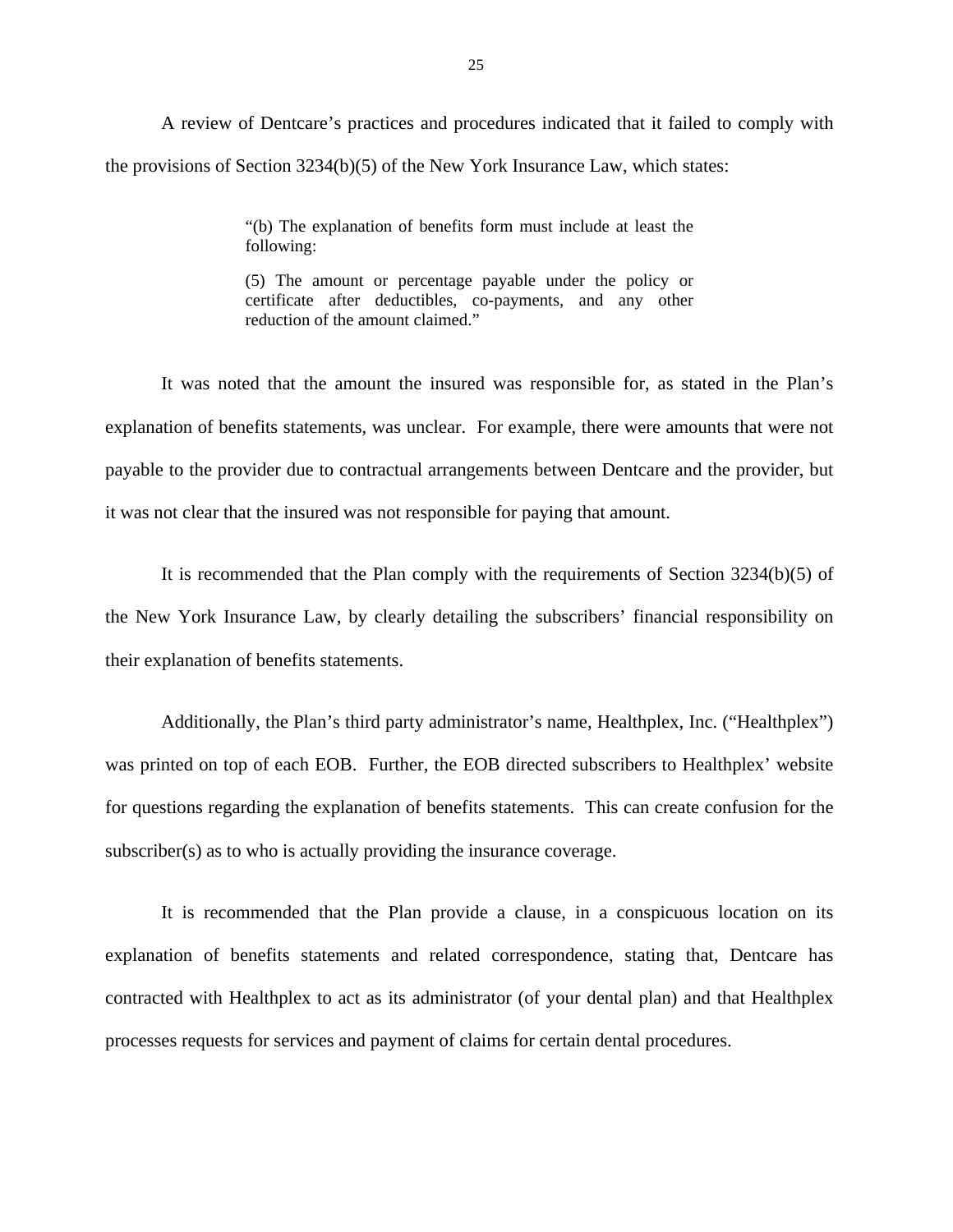A review of Dentcare's practices and procedures indicated that it failed to comply with the provisions of Section 3234(b)(5) of the New York Insurance Law, which states:

> "(b) The explanation of benefits form must include at least the following:
>
> (5) The amount or percentage payable under the policy or certificate after deductibles, co-payments, and any other reduction of the amount claimed."

It was noted that the amount the insured was responsible for, as stated in the Plan's explanation of benefits statements, was unclear. For example, there were amounts that were not payable to the provider due to contractual arrangements between Dentcare and the provider, but it was not clear that the insured was not responsible for paying that amount.

It is recommended that the Plan comply with the requirements of Section 3234(b)(5) of the New York Insurance Law, by clearly detailing the subscribers' financial responsibility on their explanation of benefits statements.

Additionally, the Plan's third party administrator's name, Healthplex, Inc. ("Healthplex") was printed on top of each EOB. Further, the EOB directed subscribers to Healthplex' website for questions regarding the explanation of benefits statements. This can create confusion for the subscriber(s) as to who is actually providing the insurance coverage.

It is recommended that the Plan provide a clause, in a conspicuous location on its explanation of benefits statements and related correspondence, stating that, Dentcare has contracted with Healthplex to act as its administrator (of your dental plan) and that Healthplex processes requests for services and payment of claims for certain dental procedures.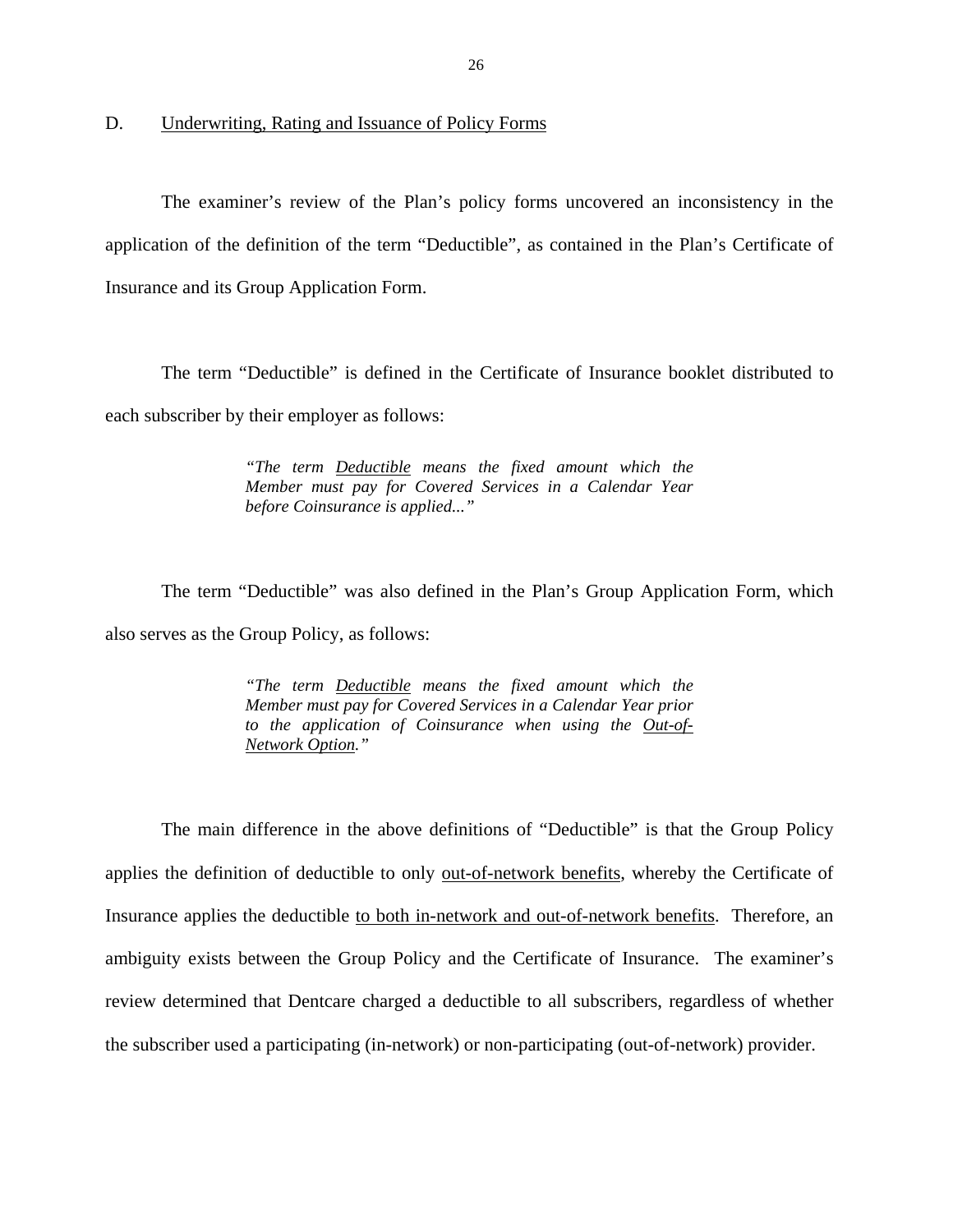## D. Underwriting, Rating and Issuance of Policy Forms

The examiner's review of the Plan's policy forms uncovered an inconsistency in the application of the definition of the term "Deductible", as contained in the Plan's Certificate of Insurance and its Group Application Form.

The term "Deductible" is defined in the Certificate of Insurance booklet distributed to each subscriber by their employer as follows:

> *"The term Deductible means the fixed amount which the Member must pay for Covered Services in a Calendar Year before Coinsurance is applied..."*

The term "Deductible" was also defined in the Plan's Group Application Form, which also serves as the Group Policy, as follows:

> *"The term Deductible means the fixed amount which the Member must pay for Covered Services in a Calendar Year prior to the application of Coinsurance when using the Out-of-Network Option."*

The main difference in the above definitions of "Deductible" is that the Group Policy applies the definition of deductible to only out-of-network benefits, whereby the Certificate of Insurance applies the deductible to both in-network and out-of-network benefits. Therefore, an ambiguity exists between the Group Policy and the Certificate of Insurance. The examiner's review determined that Dentcare charged a deductible to all subscribers, regardless of whether the subscriber used a participating (in-network) or non-participating (out-of-network) provider.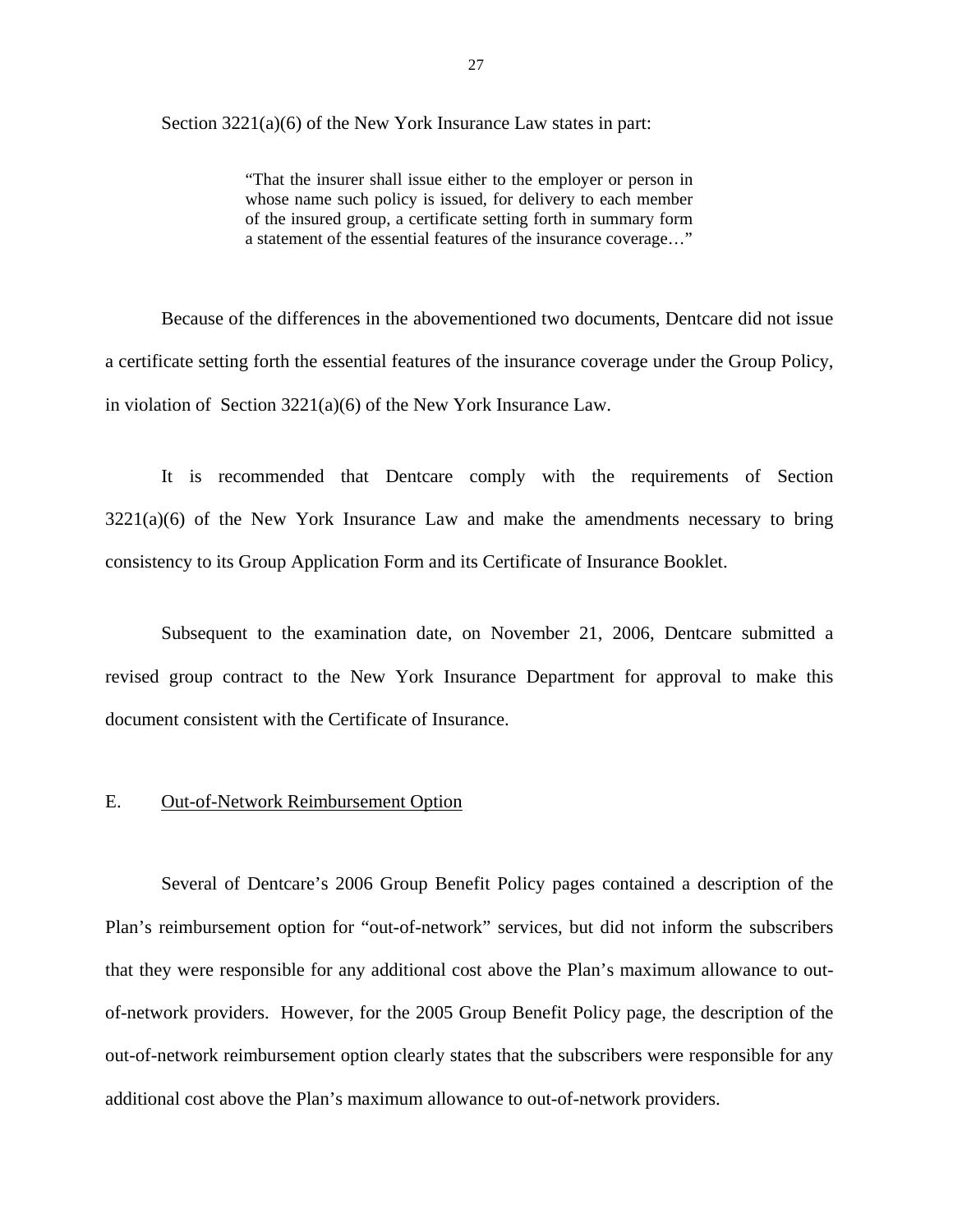Section 3221(a)(6) of the New York Insurance Law states in part:

> "That the insurer shall issue either to the employer or person in whose name such policy is issued, for delivery to each member of the insured group, a certificate setting forth in summary form a statement of the essential features of the insurance coverage…"

Because of the differences in the abovementioned two documents, Dentcare did not issue a certificate setting forth the essential features of the insurance coverage under the Group Policy, in violation of Section 3221(a)(6) of the New York Insurance Law.

It is recommended that Dentcare comply with the requirements of Section 3221(a)(6) of the New York Insurance Law and make the amendments necessary to bring consistency to its Group Application Form and its Certificate of Insurance Booklet.

Subsequent to the examination date, on November 21, 2006, Dentcare submitted a revised group contract to the New York Insurance Department for approval to make this document consistent with the Certificate of Insurance.

## E. Out-of-Network Reimbursement Option

Several of Dentcare's 2006 Group Benefit Policy pages contained a description of the Plan's reimbursement option for "out-of-network" services, but did not inform the subscribers that they were responsible for any additional cost above the Plan's maximum allowance to out-of-network providers. However, for the 2005 Group Benefit Policy page, the description of the out-of-network reimbursement option clearly states that the subscribers were responsible for any additional cost above the Plan's maximum allowance to out-of-network providers.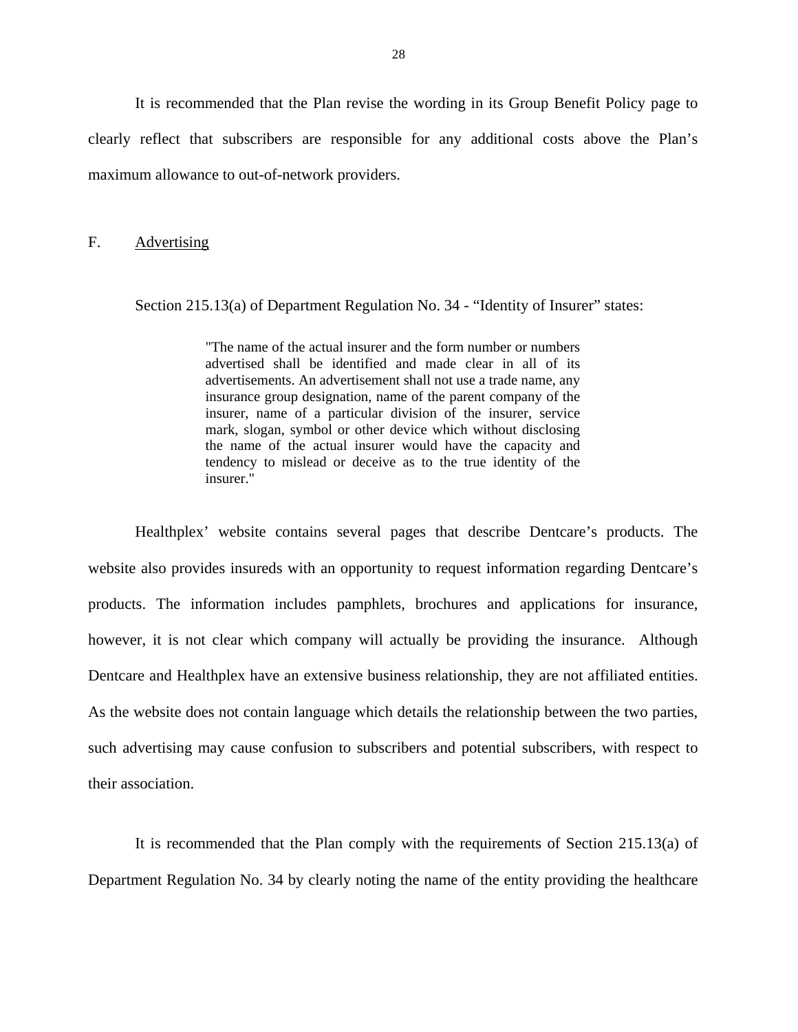It is recommended that the Plan revise the wording in its Group Benefit Policy page to clearly reflect that subscribers are responsible for any additional costs above the Plan's maximum allowance to out-of-network providers.

## F. Advertising

Section 215.13(a) of Department Regulation No. 34 - "Identity of Insurer" states:

> "The name of the actual insurer and the form number or numbers advertised shall be identified and made clear in all of its advertisements. An advertisement shall not use a trade name, any insurance group designation, name of the parent company of the insurer, name of a particular division of the insurer, service mark, slogan, symbol or other device which without disclosing the name of the actual insurer would have the capacity and tendency to mislead or deceive as to the true identity of the insurer."

Healthplex' website contains several pages that describe Dentcare's products. The website also provides insureds with an opportunity to request information regarding Dentcare's products. The information includes pamphlets, brochures and applications for insurance, however, it is not clear which company will actually be providing the insurance. Although Dentcare and Healthplex have an extensive business relationship, they are not affiliated entities. As the website does not contain language which details the relationship between the two parties, such advertising may cause confusion to subscribers and potential subscribers, with respect to their association.

It is recommended that the Plan comply with the requirements of Section 215.13(a) of Department Regulation No. 34 by clearly noting the name of the entity providing the healthcare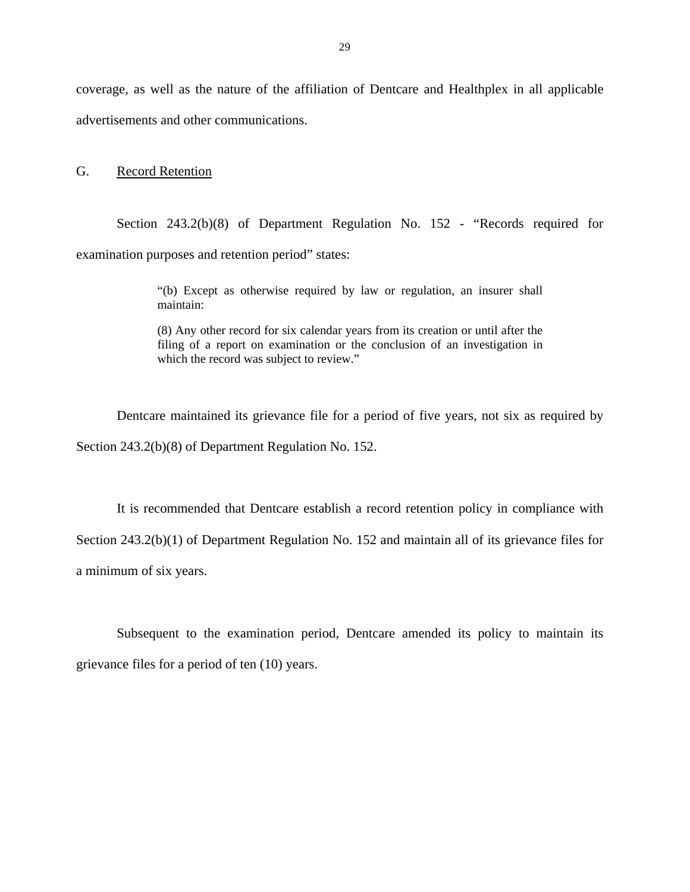coverage, as well as the nature of the affiliation of Dentcare and Healthplex in all applicable advertisements and other communications.

G. Record Retention

Section 243.2(b)(8) of Department Regulation No. 152 - "Records required for examination purposes and retention period" states:

> "(b) Except as otherwise required by law or regulation, an insurer shall maintain:
>
> (8) Any other record for six calendar years from its creation or until after the filing of a report on examination or the conclusion of an investigation in which the record was subject to review."

Dentcare maintained its grievance file for a period of five years, not six as required by Section 243.2(b)(8) of Department Regulation No. 152.

It is recommended that Dentcare establish a record retention policy in compliance with Section 243.2(b)(1) of Department Regulation No. 152 and maintain all of its grievance files for a minimum of six years.

Subsequent to the examination period, Dentcare amended its policy to maintain its grievance files for a period of ten (10) years.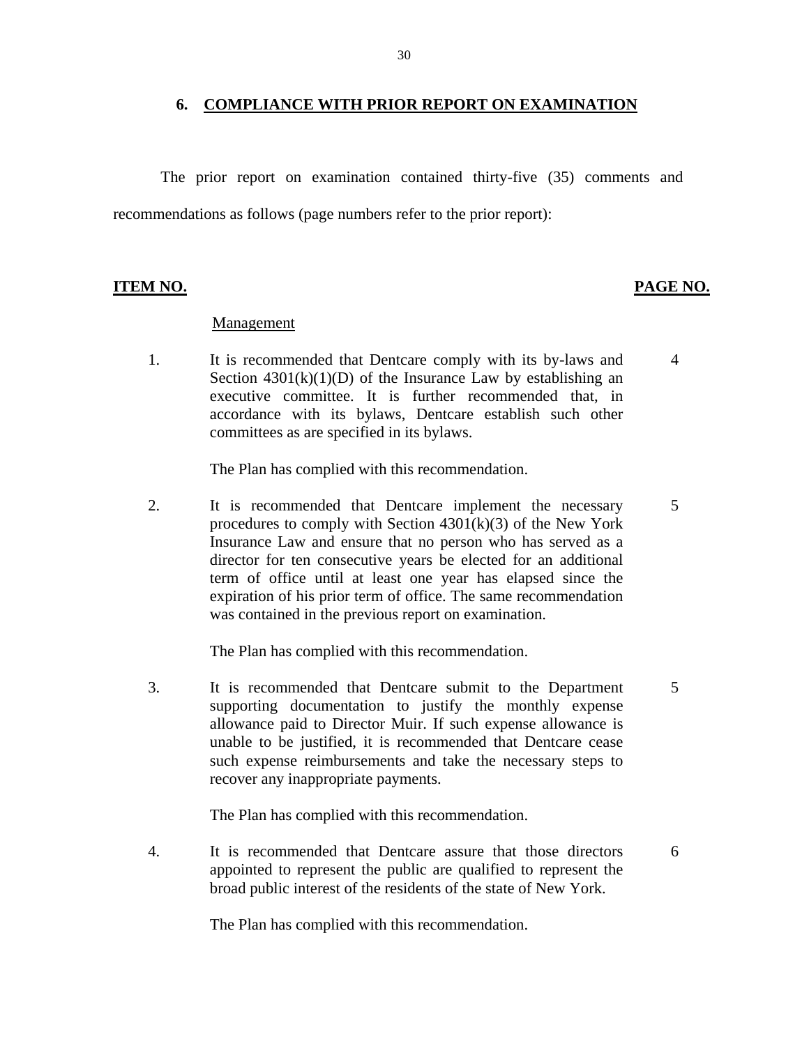## 6. COMPLIANCE WITH PRIOR REPORT ON EXAMINATION

The prior report on examination contained thirty-five (35) comments and recommendations as follows (page numbers refer to the prior report):

| ITEM NO. | | PAGE NO. |
|---|---|---|
| | Management | |
| 1. | It is recommended that Dentcare comply with its by-laws and Section 4301(k)(1)(D) of the Insurance Law by establishing an executive committee. It is further recommended that, in accordance with its bylaws, Dentcare establish such other committees as are specified in its bylaws.<br><br>The Plan has complied with this recommendation. | 4 |
| 2. | It is recommended that Dentcare implement the necessary procedures to comply with Section 4301(k)(3) of the New York Insurance Law and ensure that no person who has served as a director for ten consecutive years be elected for an additional term of office until at least one year has elapsed since the expiration of his prior term of office. The same recommendation was contained in the previous report on examination.<br><br>The Plan has complied with this recommendation. | 5 |
| 3. | It is recommended that Dentcare submit to the Department supporting documentation to justify the monthly expense allowance paid to Director Muir. If such expense allowance is unable to be justified, it is recommended that Dentcare cease such expense reimbursements and take the necessary steps to recover any inappropriate payments.<br><br>The Plan has complied with this recommendation. | 5 |
| 4. | It is recommended that Dentcare assure that those directors appointed to represent the public are qualified to represent the broad public interest of the residents of the state of New York.<br><br>The Plan has complied with this recommendation. | 6 |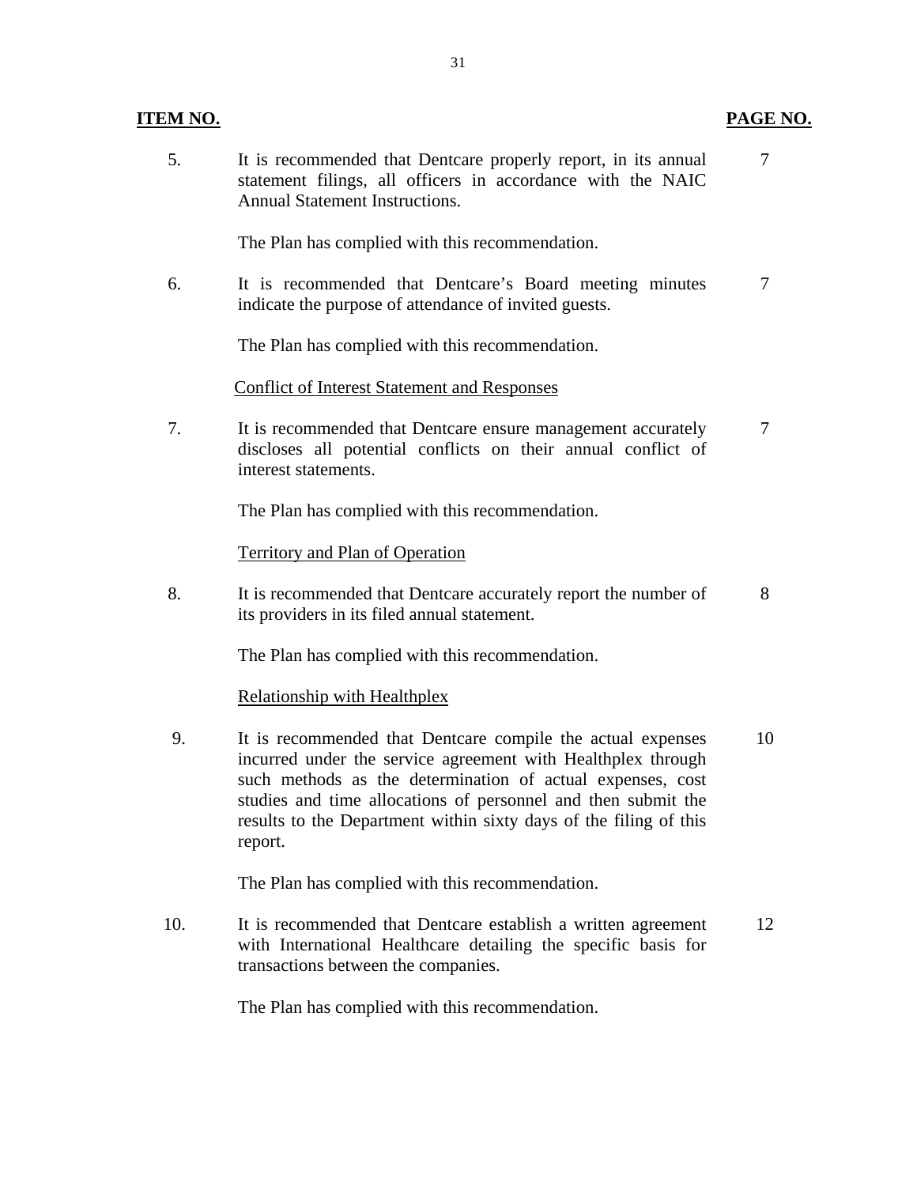| ITEM NO. | | PAGE NO. |
|---|---|---|
| 5. | It is recommended that Dentcare properly report, in its annual statement filings, all officers in accordance with the NAIC Annual Statement Instructions.<br><br>The Plan has complied with this recommendation. | 7 |
| 6. | It is recommended that Dentcare's Board meeting minutes indicate the purpose of attendance of invited guests.<br><br>The Plan has complied with this recommendation. | 7 |
| | Conflict of Interest Statement and Responses | |
| 7. | It is recommended that Dentcare ensure management accurately discloses all potential conflicts on their annual conflict of interest statements.<br><br>The Plan has complied with this recommendation. | 7 |
| | Territory and Plan of Operation | |
| 8. | It is recommended that Dentcare accurately report the number of its providers in its filed annual statement.<br><br>The Plan has complied with this recommendation. | 8 |
| | Relationship with Healthplex | |
| 9. | It is recommended that Dentcare compile the actual expenses incurred under the service agreement with Healthplex through such methods as the determination of actual expenses, cost studies and time allocations of personnel and then submit the results to the Department within sixty days of the filing of this report.<br><br>The Plan has complied with this recommendation. | 10 |
| 10. | It is recommended that Dentcare establish a written agreement with International Healthcare detailing the specific basis for transactions between the companies.<br><br>The Plan has complied with this recommendation. | 12 |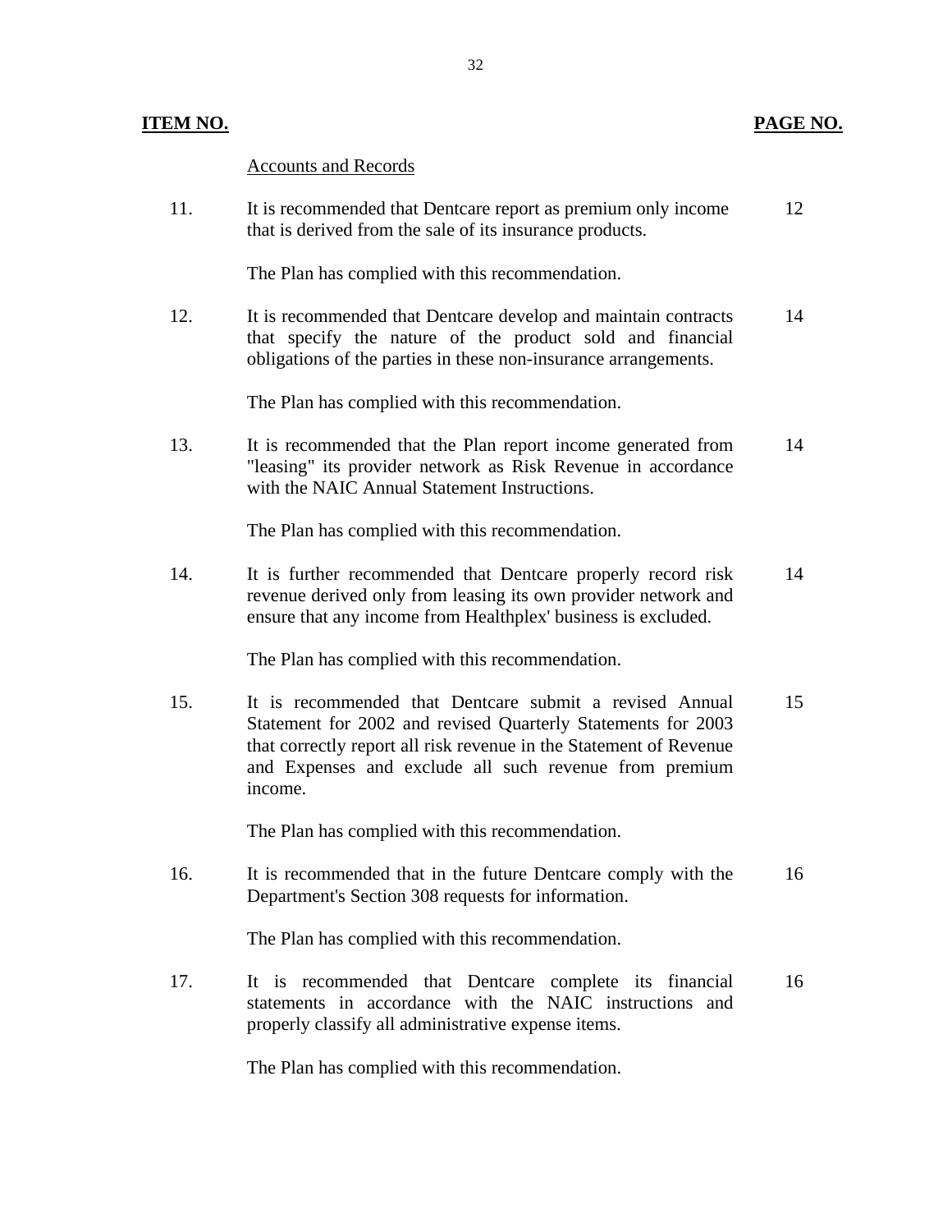| ITEM NO. | | PAGE NO. |
|---|---|---|
| | Accounts and Records | |
| 11. | It is recommended that Dentcare report as premium only income that is derived from the sale of its insurance products.<br><br>The Plan has complied with this recommendation. | 12 |
| 12. | It is recommended that Dentcare develop and maintain contracts that specify the nature of the product sold and financial obligations of the parties in these non-insurance arrangements.<br><br>The Plan has complied with this recommendation. | 14 |
| 13. | It is recommended that the Plan report income generated from "leasing" its provider network as Risk Revenue in accordance with the NAIC Annual Statement Instructions.<br><br>The Plan has complied with this recommendation. | 14 |
| 14. | It is further recommended that Dentcare properly record risk revenue derived only from leasing its own provider network and ensure that any income from Healthplex' business is excluded.<br><br>The Plan has complied with this recommendation. | 14 |
| 15. | It is recommended that Dentcare submit a revised Annual Statement for 2002 and revised Quarterly Statements for 2003 that correctly report all risk revenue in the Statement of Revenue and Expenses and exclude all such revenue from premium income.<br><br>The Plan has complied with this recommendation. | 15 |
| 16. | It is recommended that in the future Dentcare comply with the Department's Section 308 requests for information.<br><br>The Plan has complied with this recommendation. | 16 |
| 17. | It is recommended that Dentcare complete its financial statements in accordance with the NAIC instructions and properly classify all administrative expense items.<br><br>The Plan has complied with this recommendation. | 16 |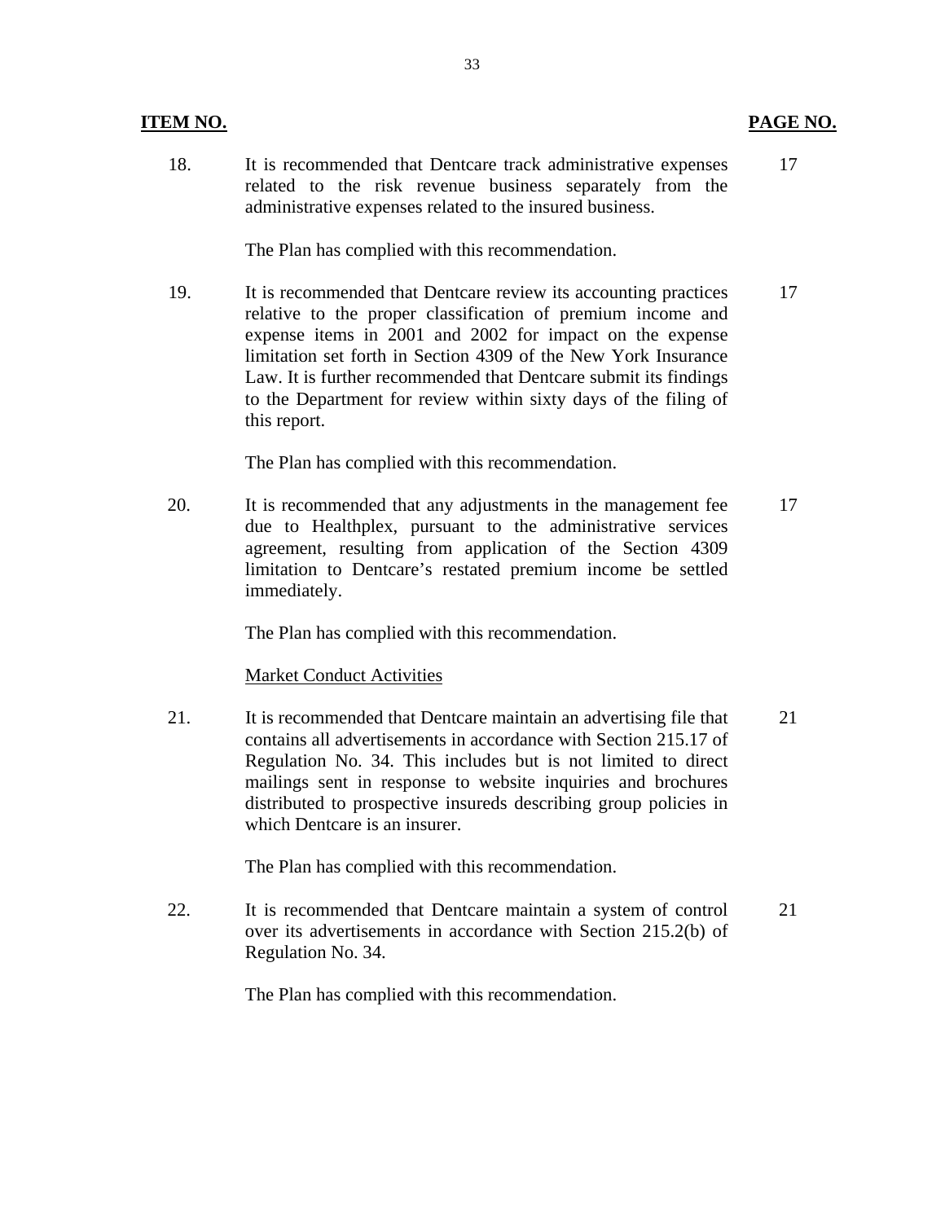| ITEM NO. | | PAGE NO. |
|---|---|---|
| 18. | It is recommended that Dentcare track administrative expenses related to the risk revenue business separately from the administrative expenses related to the insured business.<br><br>The Plan has complied with this recommendation. | 17 |
| 19. | It is recommended that Dentcare review its accounting practices relative to the proper classification of premium income and expense items in 2001 and 2002 for impact on the expense limitation set forth in Section 4309 of the New York Insurance Law. It is further recommended that Dentcare submit its findings to the Department for review within sixty days of the filing of this report.<br><br>The Plan has complied with this recommendation. | 17 |
| 20. | It is recommended that any adjustments in the management fee due to Healthplex, pursuant to the administrative services agreement, resulting from application of the Section 4309 limitation to Dentcare's restated premium income be settled immediately.<br><br>The Plan has complied with this recommendation. | 17 |
| | Market Conduct Activities | |
| 21. | It is recommended that Dentcare maintain an advertising file that contains all advertisements in accordance with Section 215.17 of Regulation No. 34. This includes but is not limited to direct mailings sent in response to website inquiries and brochures distributed to prospective insureds describing group policies in which Dentcare is an insurer.<br><br>The Plan has complied with this recommendation. | 21 |
| 22. | It is recommended that Dentcare maintain a system of control over its advertisements in accordance with Section 215.2(b) of Regulation No. 34.<br><br>The Plan has complied with this recommendation. | 21 |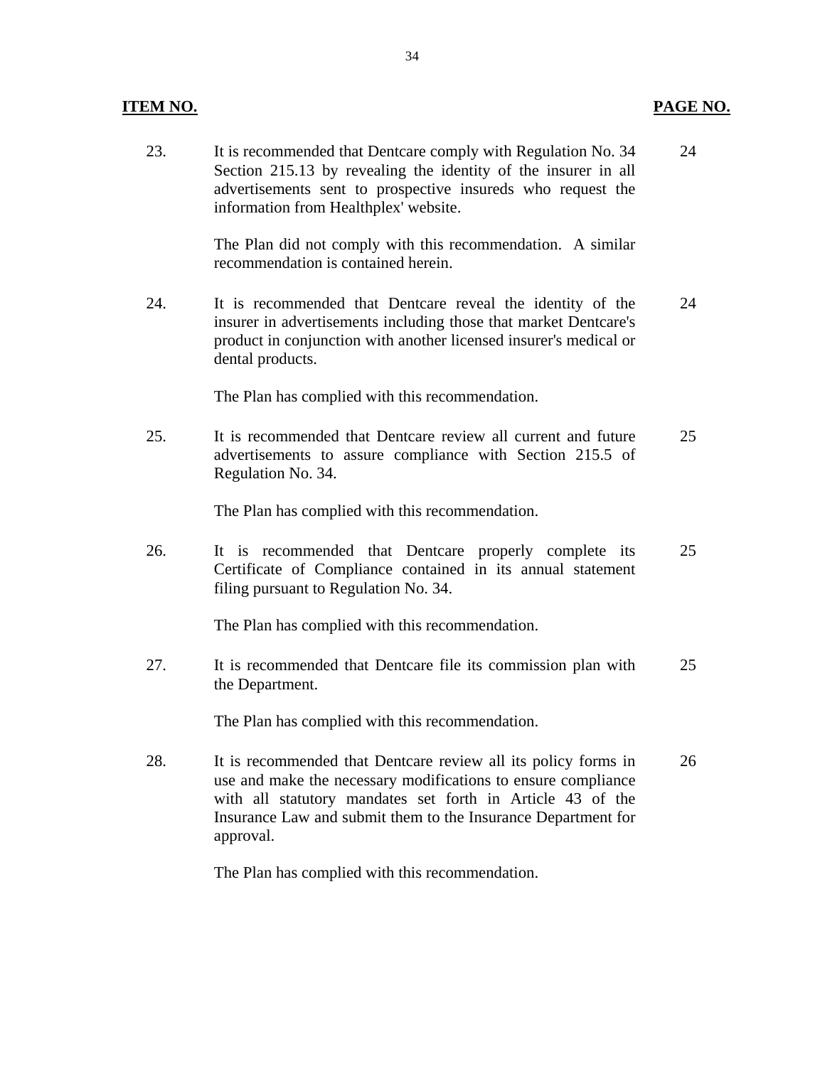| ITEM NO. | | PAGE NO. |
|---|---|---|
| 23. | It is recommended that Dentcare comply with Regulation No. 34 Section 215.13 by revealing the identity of the insurer in all advertisements sent to prospective insureds who request the information from Healthplex' website.<br><br>The Plan did not comply with this recommendation. A similar recommendation is contained herein. | 24 |
| 24. | It is recommended that Dentcare reveal the identity of the insurer in advertisements including those that market Dentcare's product in conjunction with another licensed insurer's medical or dental products.<br><br>The Plan has complied with this recommendation. | 24 |
| 25. | It is recommended that Dentcare review all current and future advertisements to assure compliance with Section 215.5 of Regulation No. 34.<br><br>The Plan has complied with this recommendation. | 25 |
| 26. | It is recommended that Dentcare properly complete its Certificate of Compliance contained in its annual statement filing pursuant to Regulation No. 34.<br><br>The Plan has complied with this recommendation. | 25 |
| 27. | It is recommended that Dentcare file its commission plan with the Department.<br><br>The Plan has complied with this recommendation. | 25 |
| 28. | It is recommended that Dentcare review all its policy forms in use and make the necessary modifications to ensure compliance with all statutory mandates set forth in Article 43 of the Insurance Law and submit them to the Insurance Department for approval.<br><br>The Plan has complied with this recommendation. | 26 |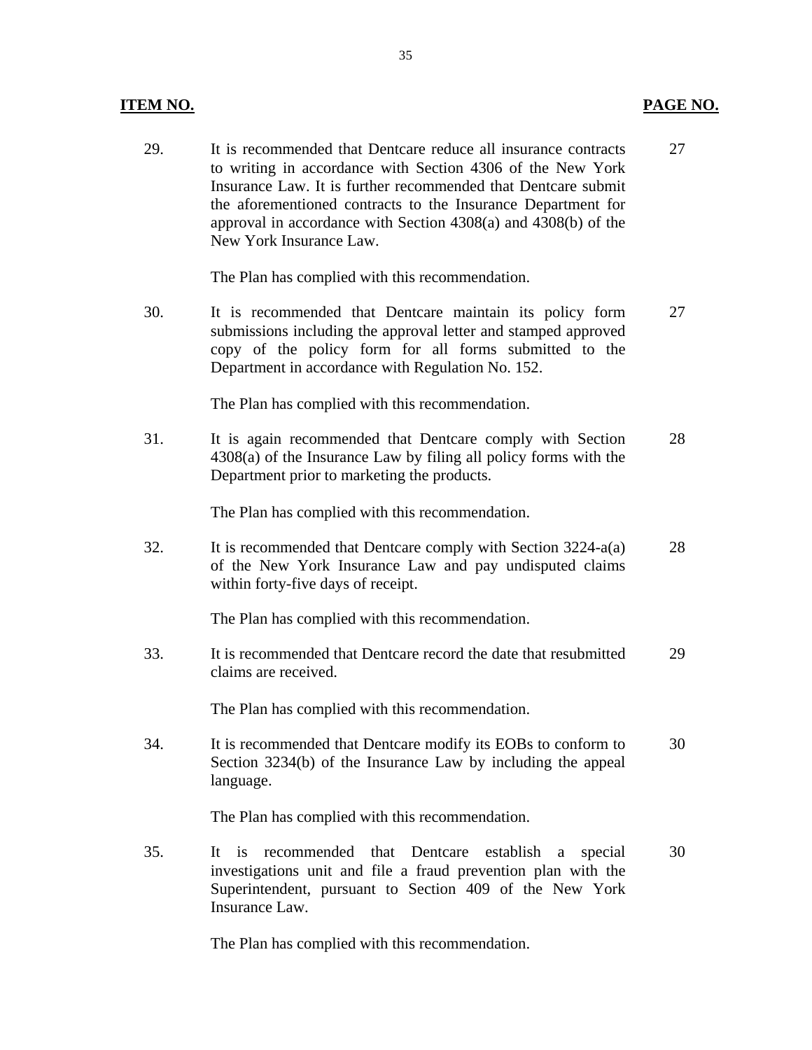| ITEM NO. | | PAGE NO. |
|---|---|---|
| 29. | It is recommended that Dentcare reduce all insurance contracts to writing in accordance with Section 4306 of the New York Insurance Law. It is further recommended that Dentcare submit the aforementioned contracts to the Insurance Department for approval in accordance with Section 4308(a) and 4308(b) of the New York Insurance Law.<br><br>The Plan has complied with this recommendation. | 27 |
| 30. | It is recommended that Dentcare maintain its policy form submissions including the approval letter and stamped approved copy of the policy form for all forms submitted to the Department in accordance with Regulation No. 152.<br><br>The Plan has complied with this recommendation. | 27 |
| 31. | It is again recommended that Dentcare comply with Section 4308(a) of the Insurance Law by filing all policy forms with the Department prior to marketing the products.<br><br>The Plan has complied with this recommendation. | 28 |
| 32. | It is recommended that Dentcare comply with Section 3224-a(a) of the New York Insurance Law and pay undisputed claims within forty-five days of receipt.<br><br>The Plan has complied with this recommendation. | 28 |
| 33. | It is recommended that Dentcare record the date that resubmitted claims are received.<br><br>The Plan has complied with this recommendation. | 29 |
| 34. | It is recommended that Dentcare modify its EOBs to conform to Section 3234(b) of the Insurance Law by including the appeal language.<br><br>The Plan has complied with this recommendation. | 30 |
| 35. | It is recommended that Dentcare establish a special investigations unit and file a fraud prevention plan with the Superintendent, pursuant to Section 409 of the New York Insurance Law.<br><br>The Plan has complied with this recommendation. | 30 |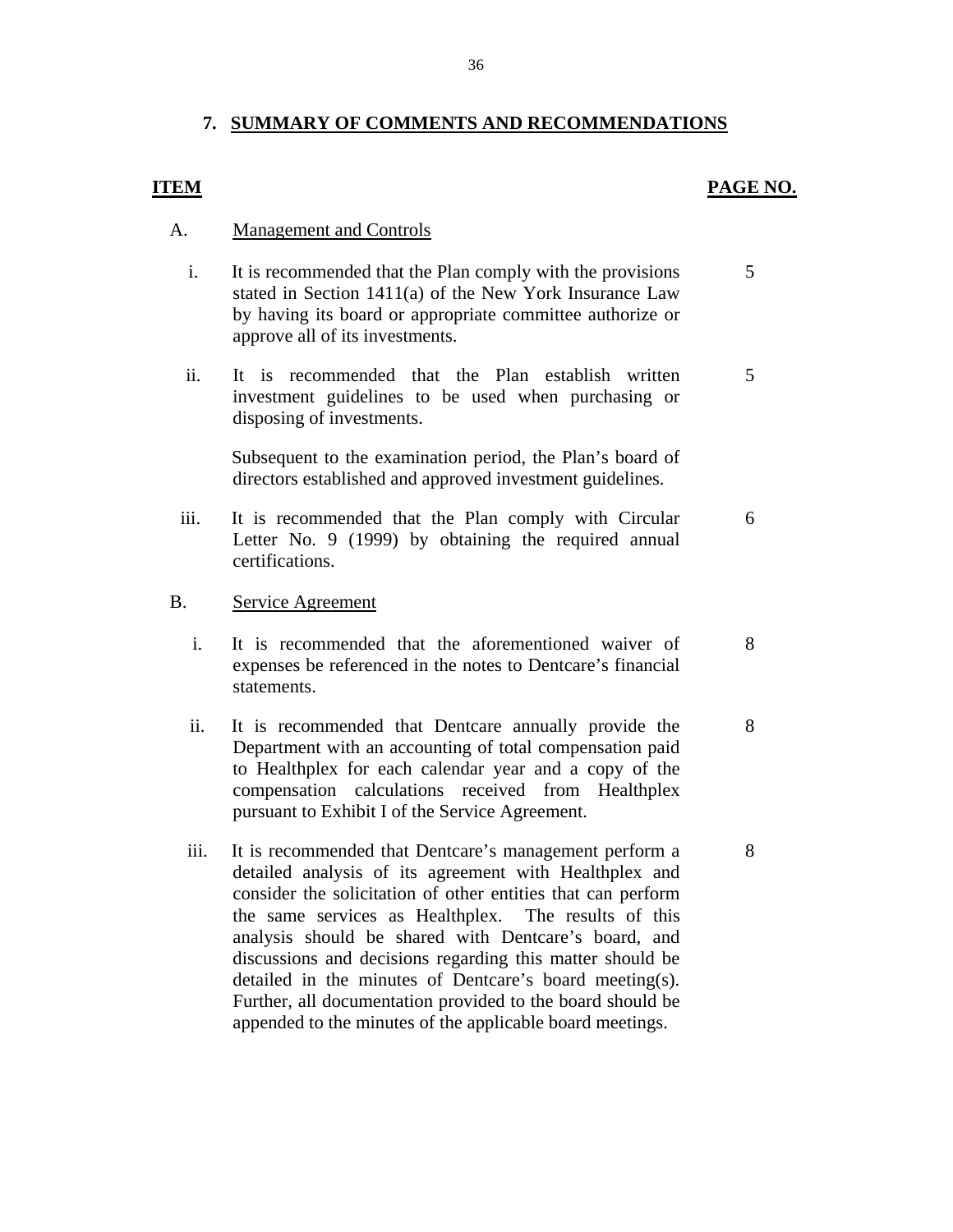## 7. SUMMARY OF COMMENTS AND RECOMMENDATIONS

| ITEM | | | PAGE NO. |
|---|---|---|---|
| A. | Management and Controls | | |
| | i. | It is recommended that the Plan comply with the provisions stated in Section 1411(a) of the New York Insurance Law by having its board or appropriate committee authorize or approve all of its investments. | 5 |
| | ii. | It is recommended that the Plan establish written investment guidelines to be used when purchasing or disposing of investments.<br><br>Subsequent to the examination period, the Plan's board of directors established and approved investment guidelines. | 5 |
| | iii. | It is recommended that the Plan comply with Circular Letter No. 9 (1999) by obtaining the required annual certifications. | 6 |
| B. | Service Agreement | | |
| | i. | It is recommended that the aforementioned waiver of expenses be referenced in the notes to Dentcare's financial statements. | 8 |
| | ii. | It is recommended that Dentcare annually provide the Department with an accounting of total compensation paid to Healthplex for each calendar year and a copy of the compensation calculations received from Healthplex pursuant to Exhibit I of the Service Agreement. | 8 |
| | iii. | It is recommended that Dentcare's management perform a detailed analysis of its agreement with Healthplex and consider the solicitation of other entities that can perform the same services as Healthplex. The results of this analysis should be shared with Dentcare's board, and discussions and decisions regarding this matter should be detailed in the minutes of Dentcare's board meeting(s). Further, all documentation provided to the board should be appended to the minutes of the applicable board meetings. | 8 |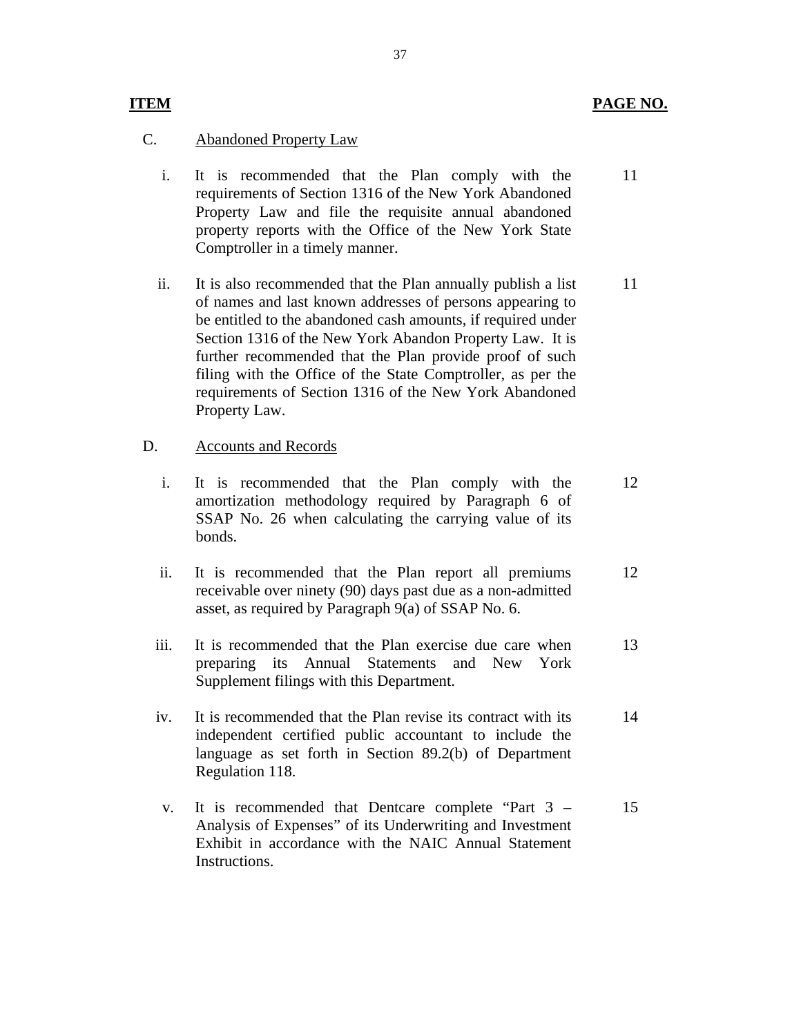| ITEM | | PAGE NO. |
|---|---|---|
| C. | Abandoned Property Law | |
| i. | It is recommended that the Plan comply with the requirements of Section 1316 of the New York Abandoned Property Law and file the requisite annual abandoned property reports with the Office of the New York State Comptroller in a timely manner. | 11 |
| ii. | It is also recommended that the Plan annually publish a list of names and last known addresses of persons appearing to be entitled to the abandoned cash amounts, if required under Section 1316 of the New York Abandon Property Law. It is further recommended that the Plan provide proof of such filing with the Office of the State Comptroller, as per the requirements of Section 1316 of the New York Abandoned Property Law. | 11 |
| D. | Accounts and Records | |
| i. | It is recommended that the Plan comply with the amortization methodology required by Paragraph 6 of SSAP No. 26 when calculating the carrying value of its bonds. | 12 |
| ii. | It is recommended that the Plan report all premiums receivable over ninety (90) days past due as a non-admitted asset, as required by Paragraph 9(a) of SSAP No. 6. | 12 |
| iii. | It is recommended that the Plan exercise due care when preparing its Annual Statements and New York Supplement filings with this Department. | 13 |
| iv. | It is recommended that the Plan revise its contract with its independent certified public accountant to include the language as set forth in Section 89.2(b) of Department Regulation 118. | 14 |
| v. | It is recommended that Dentcare complete "Part 3 – Analysis of Expenses" of its Underwriting and Investment Exhibit in accordance with the NAIC Annual Statement Instructions. | 15 |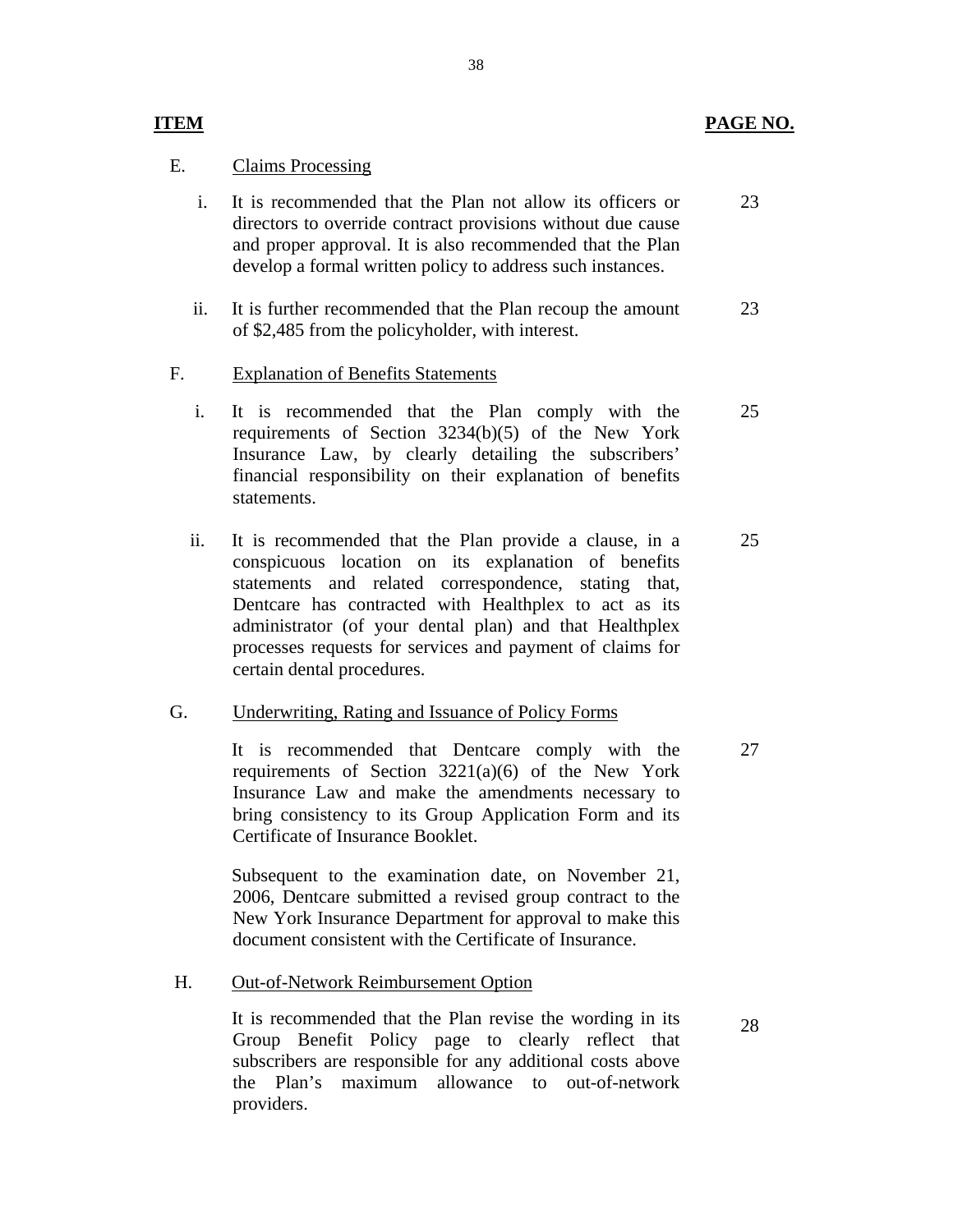| ITEM | | PAGE NO. |
|---|---|---|
| E. | Claims Processing | |
| i. | It is recommended that the Plan not allow its officers or directors to override contract provisions without due cause and proper approval. It is also recommended that the Plan develop a formal written policy to address such instances. | 23 |
| ii. | It is further recommended that the Plan recoup the amount of $2,485 from the policyholder, with interest. | 23 |
| F. | Explanation of Benefits Statements | |
| i. | It is recommended that the Plan comply with the requirements of Section 3234(b)(5) of the New York Insurance Law, by clearly detailing the subscribers' financial responsibility on their explanation of benefits statements. | 25 |
| ii. | It is recommended that the Plan provide a clause, in a conspicuous location on its explanation of benefits statements and related correspondence, stating that, Dentcare has contracted with Healthplex to act as its administrator (of your dental plan) and that Healthplex processes requests for services and payment of claims for certain dental procedures. | 25 |
| G. | Underwriting, Rating and Issuance of Policy Forms | |
| | It is recommended that Dentcare comply with the requirements of Section 3221(a)(6) of the New York Insurance Law and make the amendments necessary to bring consistency to its Group Application Form and its Certificate of Insurance Booklet.<br><br>Subsequent to the examination date, on November 21, 2006, Dentcare submitted a revised group contract to the New York Insurance Department for approval to make this document consistent with the Certificate of Insurance. | 27 |
| H. | Out-of-Network Reimbursement Option | |
| | It is recommended that the Plan revise the wording in its Group Benefit Policy page to clearly reflect that subscribers are responsible for any additional costs above the Plan's maximum allowance to out-of-network providers. | 28 |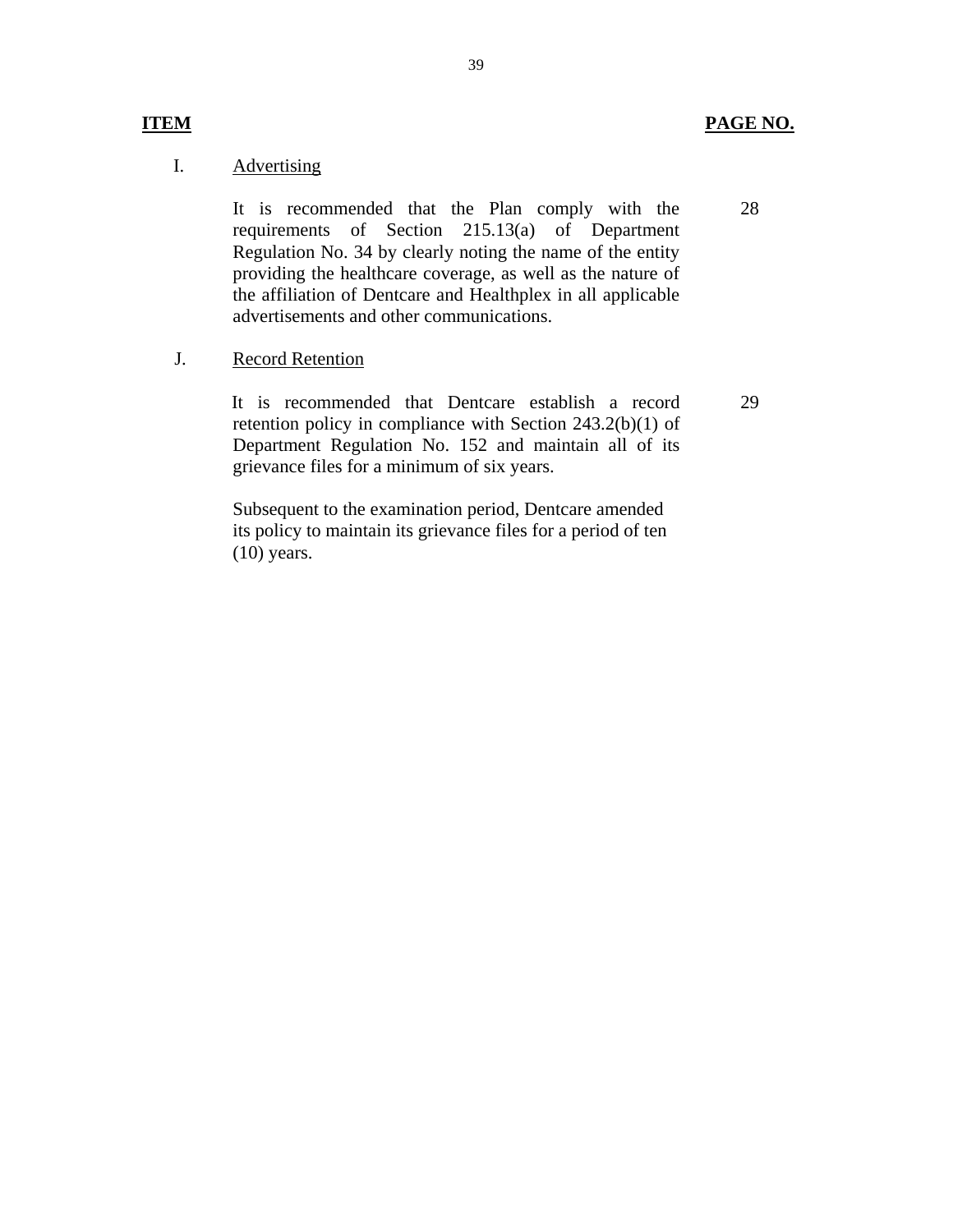| ITEM | | PAGE NO. |
|---|---|---|
| I. | Advertising | |
| | It is recommended that the Plan comply with the requirements of Section 215.13(a) of Department Regulation No. 34 by clearly noting the name of the entity providing the healthcare coverage, as well as the nature of the affiliation of Dentcare and Healthplex in all applicable advertisements and other communications. | 28 |
| J. | Record Retention | |
| | It is recommended that Dentcare establish a record retention policy in compliance with Section 243.2(b)(1) of Department Regulation No. 152 and maintain all of its grievance files for a minimum of six years. | 29 |
| | Subsequent to the examination period, Dentcare amended its policy to maintain its grievance files for a period of ten (10) years. | |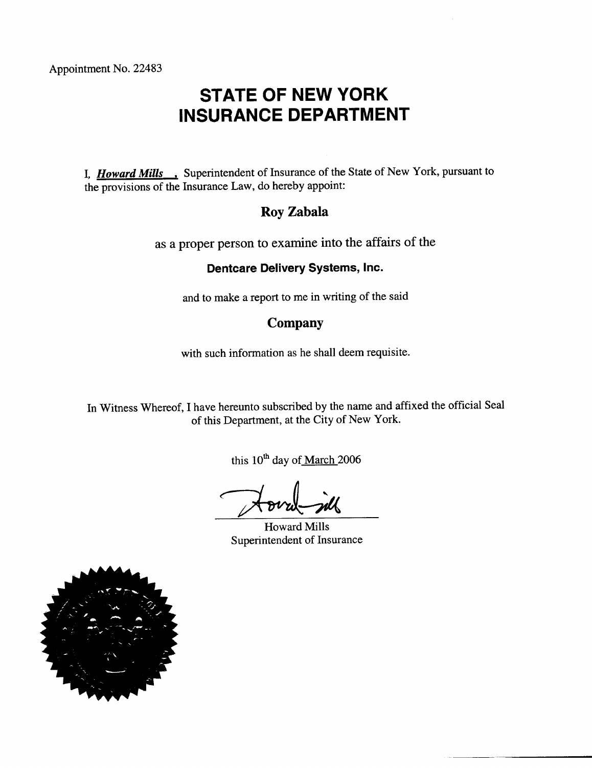Appointment No. 22483

# STATE OF NEW YORK
# INSURANCE DEPARTMENT

I, ***Howard Mills***, Superintendent of Insurance of the State of New York, pursuant to the provisions of the Insurance Law, do hereby appoint:

**Roy Zabala**

as a proper person to examine into the affairs of the

**Dentcare Delivery Systems, Inc.**

and to make a report to me in writing of the said

**Company**

with such information as he shall deem requisite.

In Witness Whereof, I have hereunto subscribed by the name and affixed the official Seal of this Department, at the City of New York.

this 10th day of March 2006

Howard Mills
Superintendent of Insurance